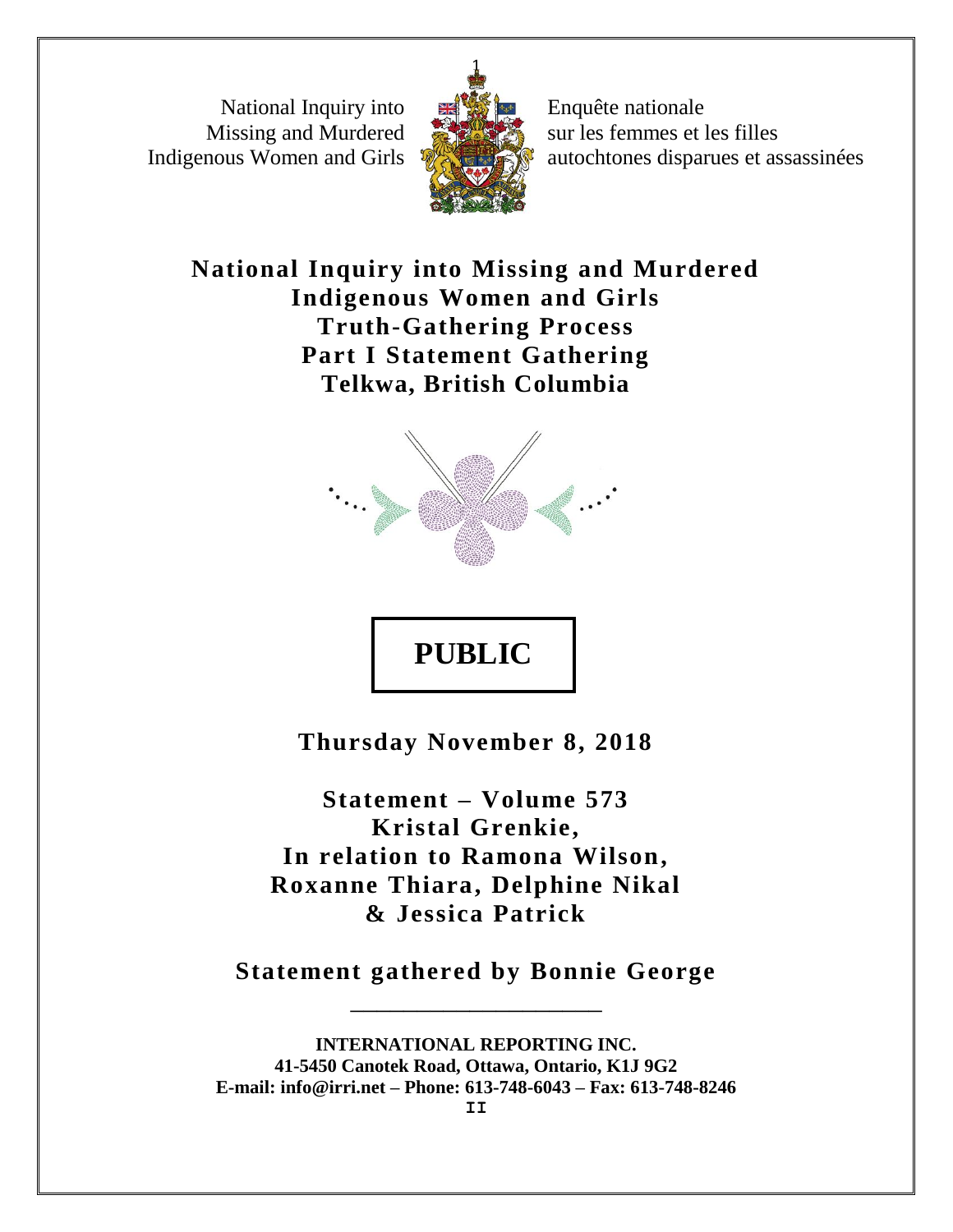National Inquiry into Missing and Murdered Indigenous Women and Girls

Enquête nationale sur les femmes et les filles autochtones disparues et assassinées

# National Inquiry into Missing and Murdered Indigenous Women and Girls
# Truth-Gathering Process
# Part I Statement Gathering
# Telkwa, British Columbia

**PUBLIC**

**Thursday November 8, 2018**

**Statement – Volume 573**
**Kristal Grenkie,**
**In relation to Ramona Wilson, Roxanne Thiara, Delphine Nikal & Jessica Patrick**

**Statement gathered by Bonnie George**

---

**INTERNATIONAL REPORTING INC.**
**41-5450 Canotek Road, Ottawa, Ontario, K1J 9G2**
**E-mail: info@irri.net – Phone: 613-748-6043 – Fax: 613-748-8246**

II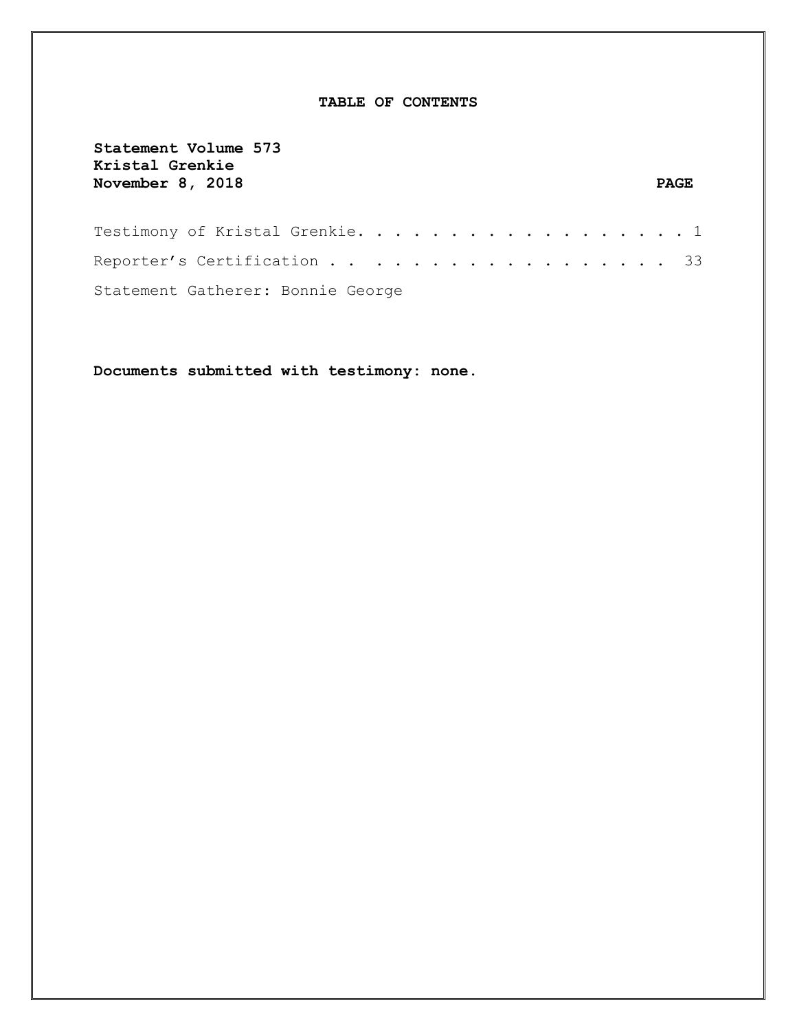# TABLE OF CONTENTS

**Statement Volume 573**
**Kristal Grenkie**
**November 8, 2018** **PAGE**

Testimony of Kristal Grenkie. . . . . . . . . . . . . . . . . . 1

Reporter's Certification . . . . . . . . . . . . . . . . . . . 33

Statement Gatherer: Bonnie George

**Documents submitted with testimony: none.**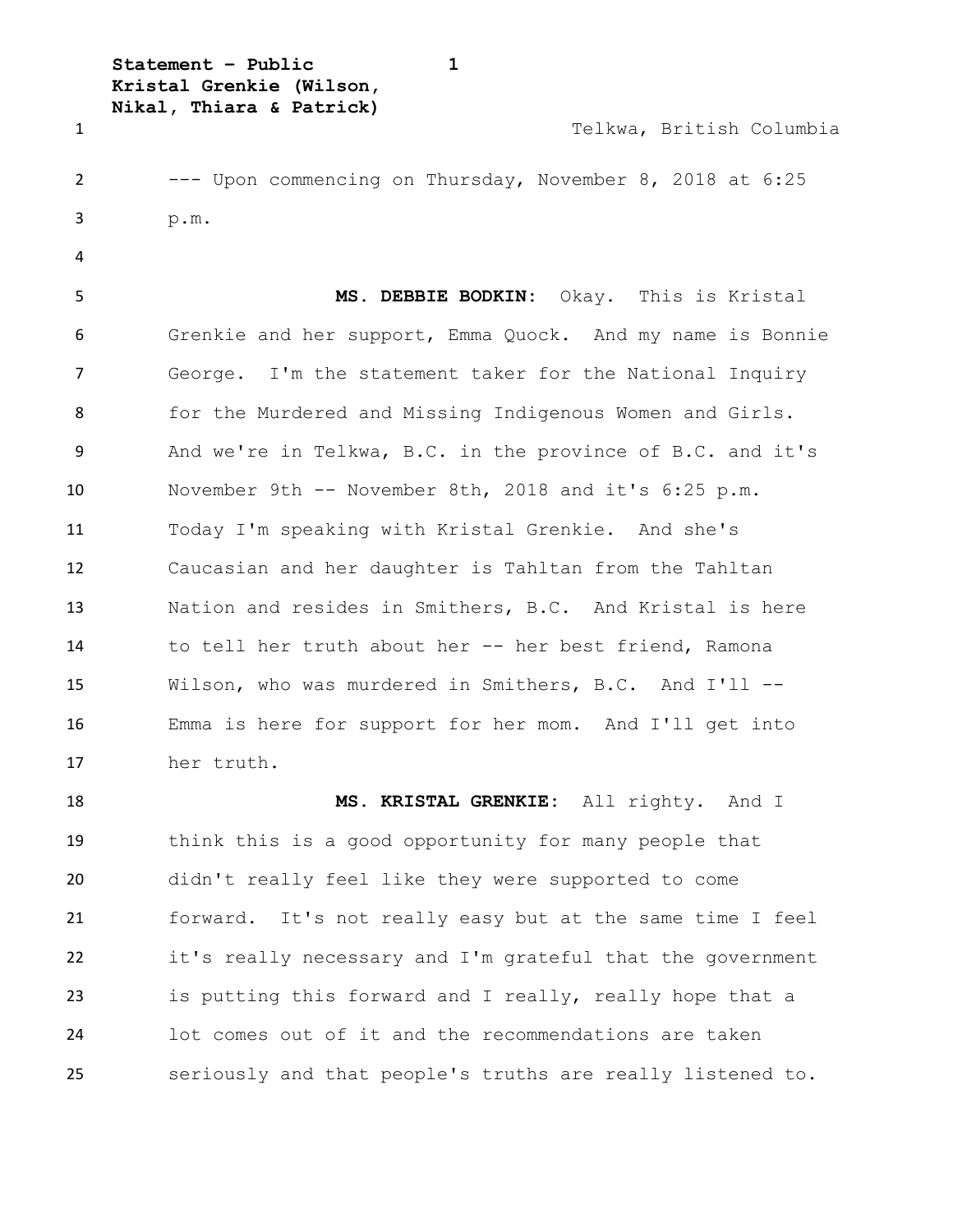Telkwa, British Columbia

--- Upon commencing on Thursday, November 8, 2018 at 6:25 p.m.

**MS. DEBBIE BODKIN:** Okay. This is Kristal Grenkie and her support, Emma Quock. And my name is Bonnie George. I'm the statement taker for the National Inquiry for the Murdered and Missing Indigenous Women and Girls. And we're in Telkwa, B.C. in the province of B.C. and it's November 9th -- November 8th, 2018 and it's 6:25 p.m. Today I'm speaking with Kristal Grenkie. And she's Caucasian and her daughter is Tahltan from the Tahltan Nation and resides in Smithers, B.C. And Kristal is here to tell her truth about her -- her best friend, Ramona Wilson, who was murdered in Smithers, B.C. And I'll -- Emma is here for support for her mom. And I'll get into her truth.

**MS. KRISTAL GRENKIE:** All righty. And I think this is a good opportunity for many people that didn't really feel like they were supported to come forward. It's not really easy but at the same time I feel it's really necessary and I'm grateful that the government is putting this forward and I really, really hope that a lot comes out of it and the recommendations are taken seriously and that people's truths are really listened to.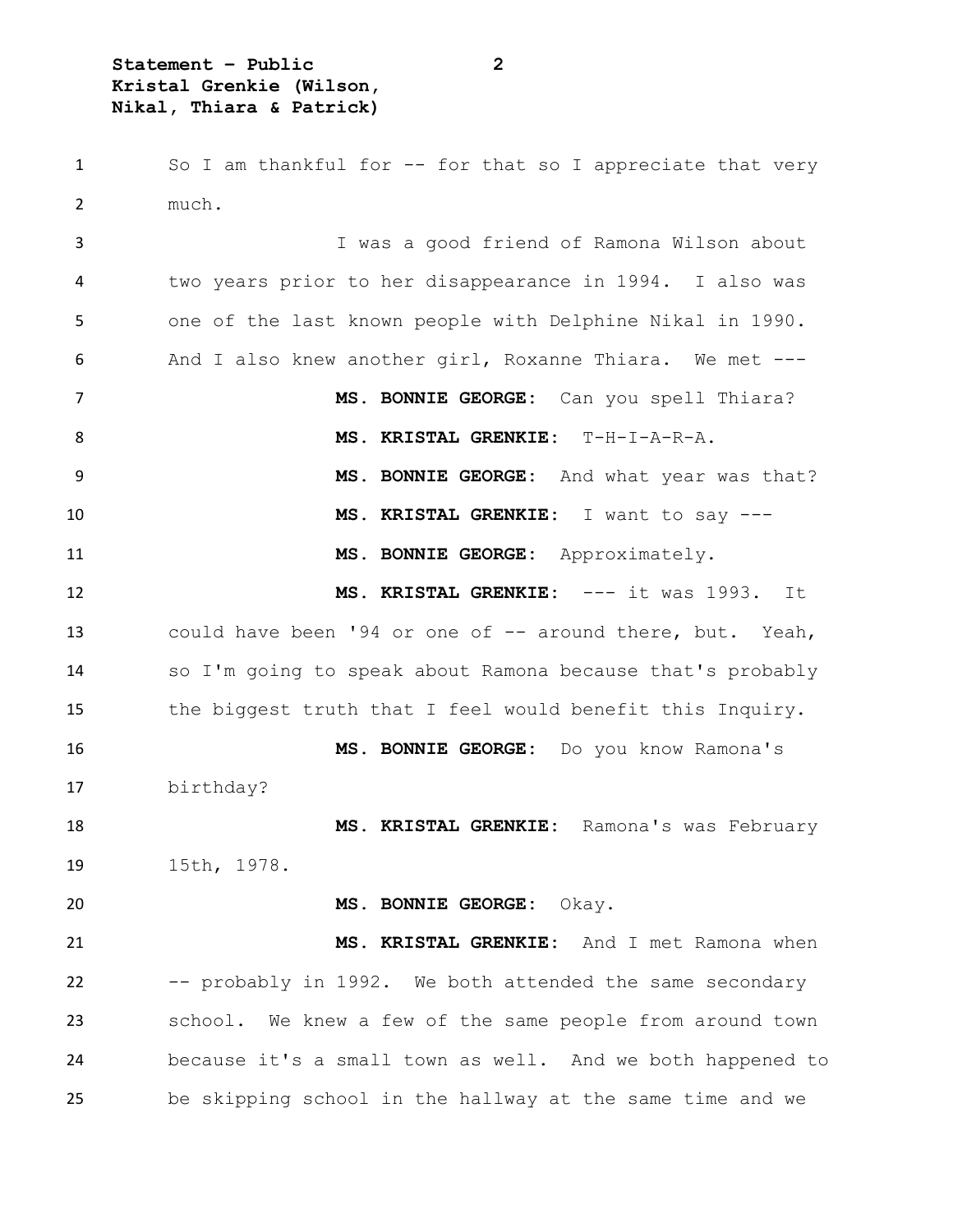So I am thankful for -- for that so I appreciate that very much.

I was a good friend of Ramona Wilson about two years prior to her disappearance in 1994. I also was one of the last known people with Delphine Nikal in 1990. And I also knew another girl, Roxanne Thiara. We met ---

**MS. BONNIE GEORGE:** Can you spell Thiara?

**MS. KRISTAL GRENKIE:** T-H-I-A-R-A.

**MS. BONNIE GEORGE:** And what year was that?

**MS. KRISTAL GRENKIE:** I want to say ---

**MS. BONNIE GEORGE:** Approximately.

**MS. KRISTAL GRENKIE:** --- it was 1993. It could have been '94 or one of -- around there, but. Yeah, so I'm going to speak about Ramona because that's probably the biggest truth that I feel would benefit this Inquiry.

**MS. BONNIE GEORGE:** Do you know Ramona's birthday?

**MS. KRISTAL GRENKIE:** Ramona's was February 15th, 1978.

**MS. BONNIE GEORGE:** Okay.

**MS. KRISTAL GRENKIE:** And I met Ramona when -- probably in 1992. We both attended the same secondary school. We knew a few of the same people from around town because it's a small town as well. And we both happened to be skipping school in the hallway at the same time and we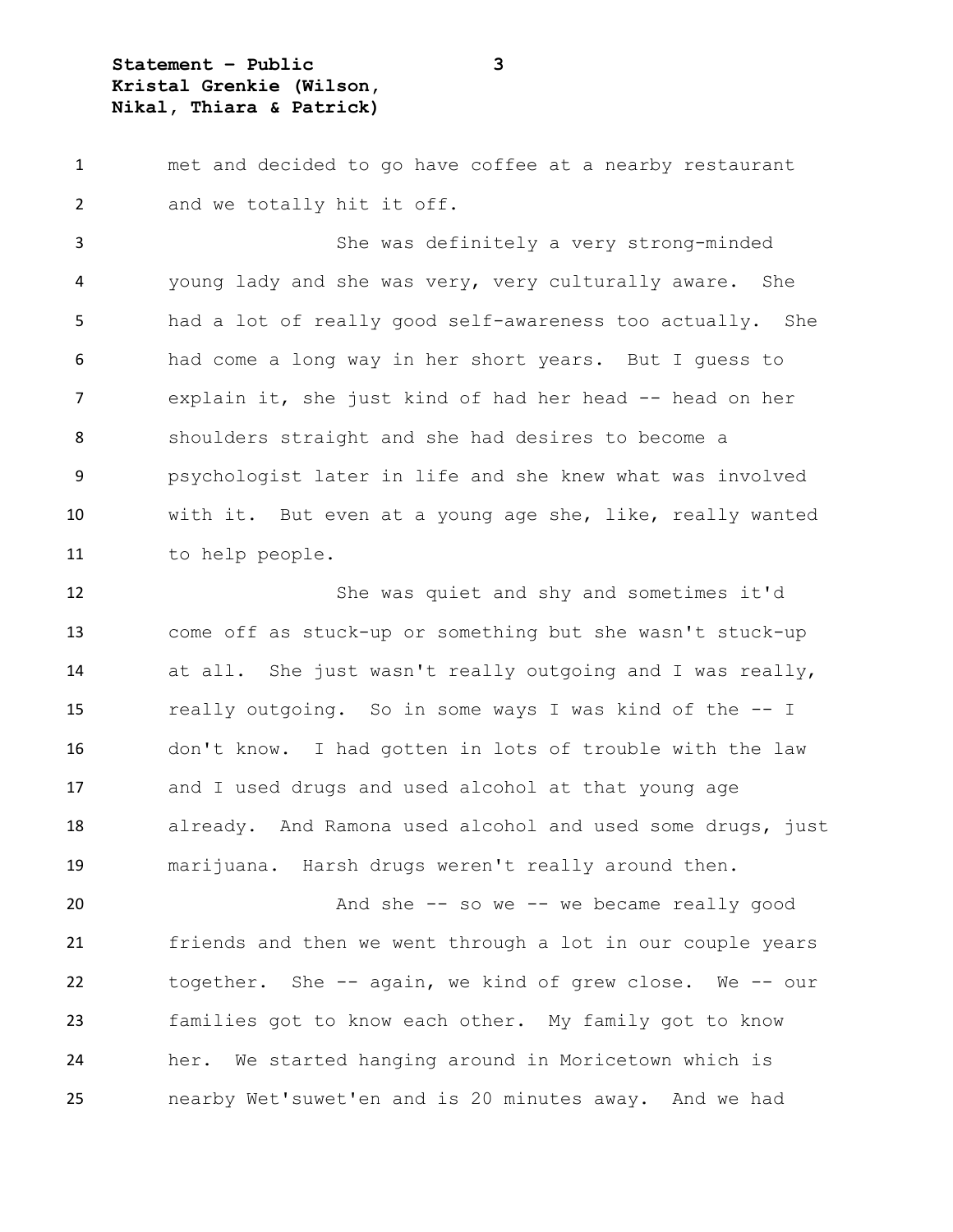met and decided to go have coffee at a nearby restaurant and we totally hit it off.

She was definitely a very strong-minded young lady and she was very, very culturally aware. She had a lot of really good self-awareness too actually. She had come a long way in her short years. But I guess to explain it, she just kind of had her head -- head on her shoulders straight and she had desires to become a psychologist later in life and she knew what was involved with it. But even at a young age she, like, really wanted to help people.

She was quiet and shy and sometimes it'd come off as stuck-up or something but she wasn't stuck-up at all. She just wasn't really outgoing and I was really, really outgoing. So in some ways I was kind of the -- I don't know. I had gotten in lots of trouble with the law and I used drugs and used alcohol at that young age already. And Ramona used alcohol and used some drugs, just marijuana. Harsh drugs weren't really around then.

And she -- so we -- we became really good friends and then we went through a lot in our couple years together. She -- again, we kind of grew close. We -- our families got to know each other. My family got to know her. We started hanging around in Moricetown which is nearby Wet'suwet'en and is 20 minutes away. And we had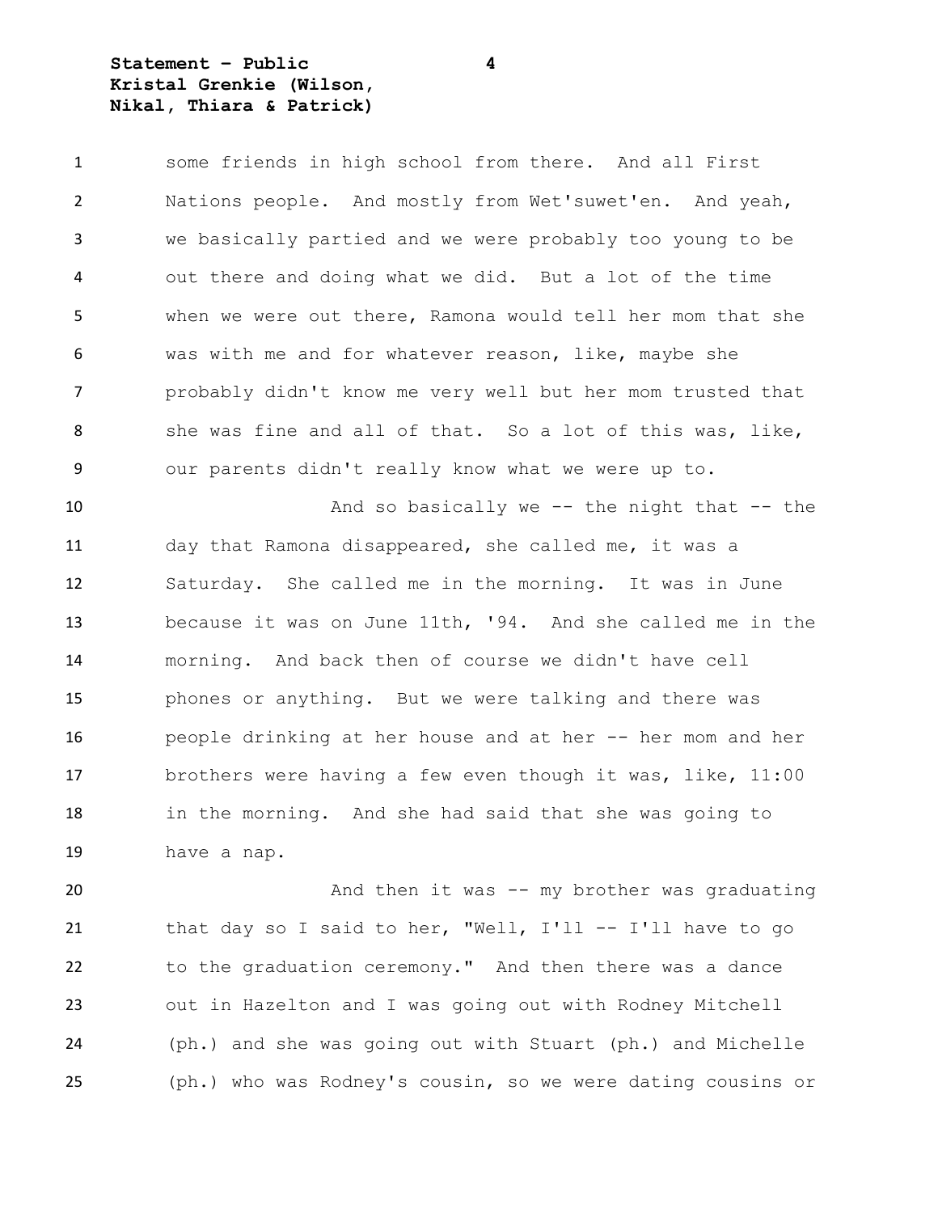some friends in high school from there. And all First Nations people. And mostly from Wet'suwet'en. And yeah, we basically partied and we were probably too young to be out there and doing what we did. But a lot of the time when we were out there, Ramona would tell her mom that she was with me and for whatever reason, like, maybe she probably didn't know me very well but her mom trusted that she was fine and all of that. So a lot of this was, like, our parents didn't really know what we were up to.

And so basically we -- the night that -- the day that Ramona disappeared, she called me, it was a Saturday. She called me in the morning. It was in June because it was on June 11th, '94. And she called me in the morning. And back then of course we didn't have cell phones or anything. But we were talking and there was people drinking at her house and at her -- her mom and her brothers were having a few even though it was, like, 11:00 in the morning. And she had said that she was going to have a nap.

And then it was -- my brother was graduating that day so I said to her, "Well, I'll -- I'll have to go to the graduation ceremony." And then there was a dance out in Hazelton and I was going out with Rodney Mitchell (ph.) and she was going out with Stuart (ph.) and Michelle (ph.) who was Rodney's cousin, so we were dating cousins or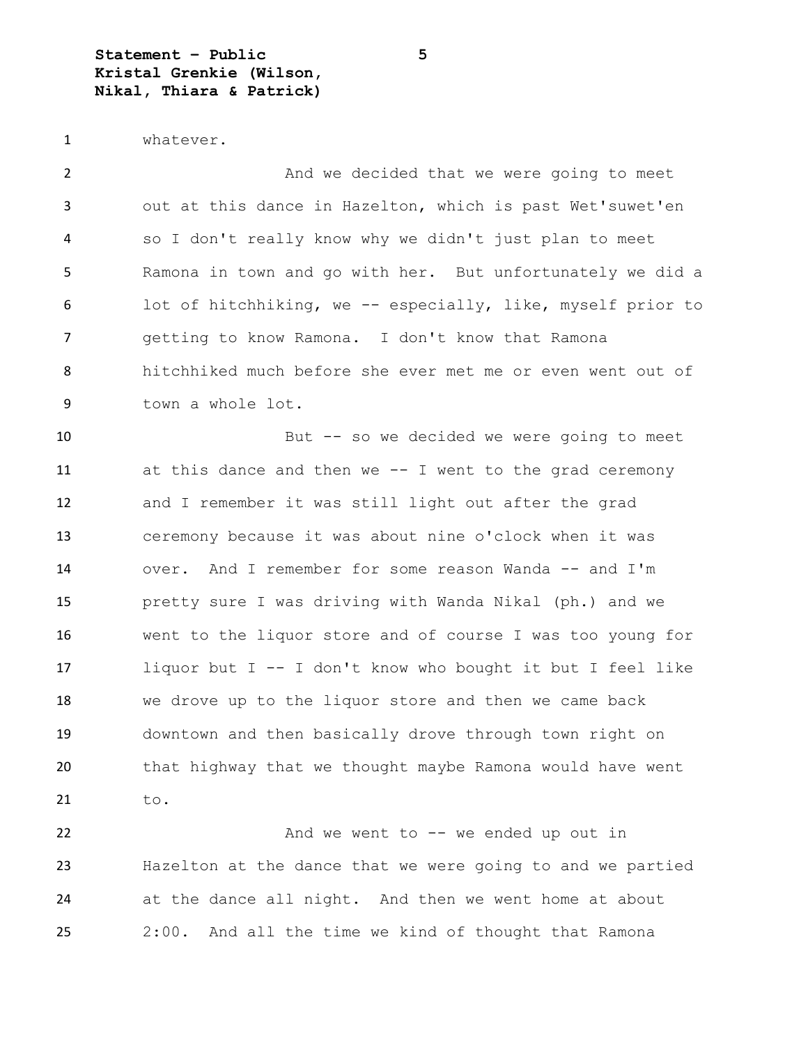whatever.

And we decided that we were going to meet out at this dance in Hazelton, which is past Wet'suwet'en so I don't really know why we didn't just plan to meet Ramona in town and go with her. But unfortunately we did a lot of hitchhiking, we -- especially, like, myself prior to getting to know Ramona. I don't know that Ramona hitchhiked much before she ever met me or even went out of town a whole lot.

But -- so we decided we were going to meet at this dance and then we -- I went to the grad ceremony and I remember it was still light out after the grad ceremony because it was about nine o'clock when it was over. And I remember for some reason Wanda -- and I'm pretty sure I was driving with Wanda Nikal (ph.) and we went to the liquor store and of course I was too young for liquor but I -- I don't know who bought it but I feel like we drove up to the liquor store and then we came back downtown and then basically drove through town right on that highway that we thought maybe Ramona would have went to.

And we went to -- we ended up out in Hazelton at the dance that we were going to and we partied at the dance all night. And then we went home at about 2:00. And all the time we kind of thought that Ramona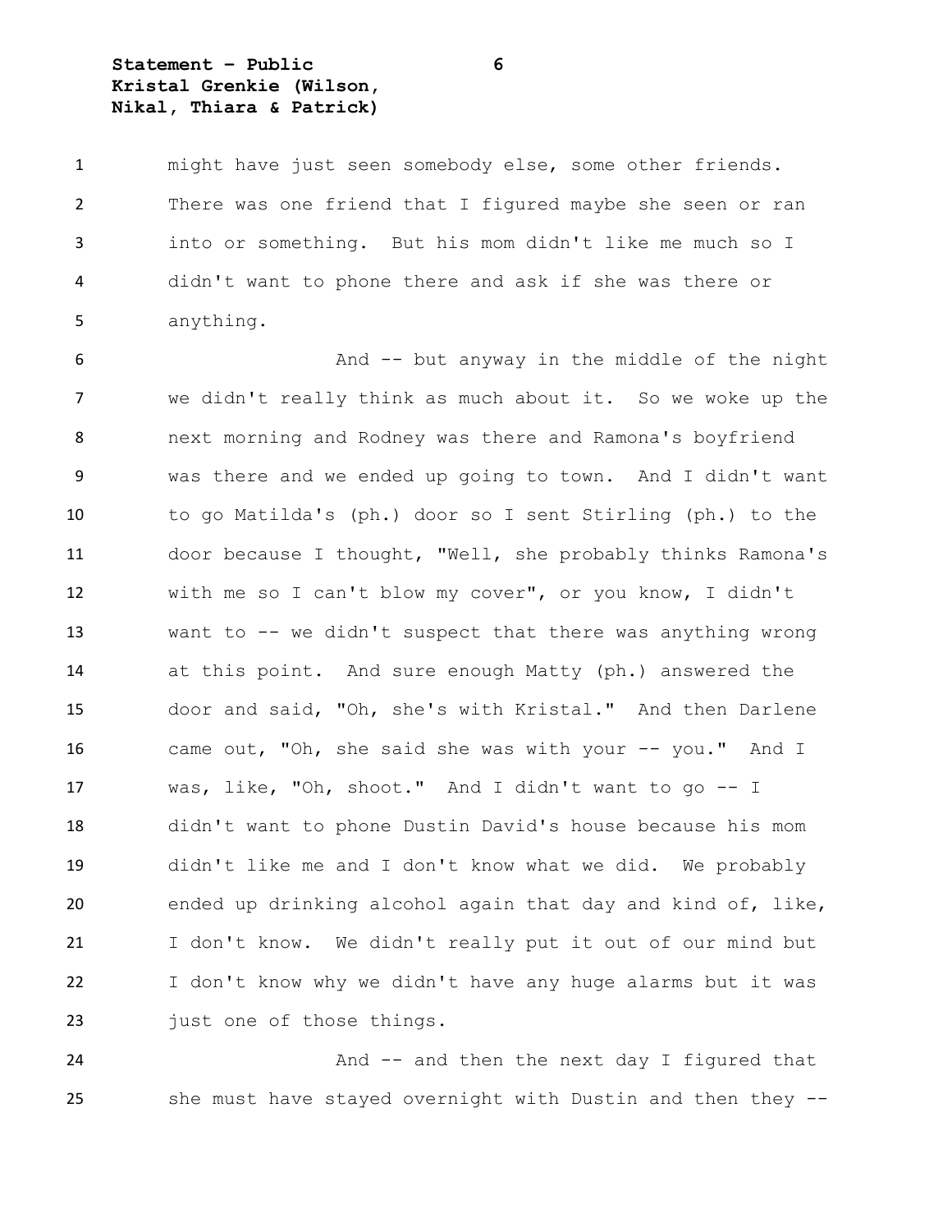might have just seen somebody else, some other friends. There was one friend that I figured maybe she seen or ran into or something. But his mom didn't like me much so I didn't want to phone there and ask if she was there or anything.

And -- but anyway in the middle of the night we didn't really think as much about it. So we woke up the next morning and Rodney was there and Ramona's boyfriend was there and we ended up going to town. And I didn't want to go Matilda's (ph.) door so I sent Stirling (ph.) to the door because I thought, "Well, she probably thinks Ramona's with me so I can't blow my cover", or you know, I didn't want to -- we didn't suspect that there was anything wrong at this point. And sure enough Matty (ph.) answered the door and said, "Oh, she's with Kristal." And then Darlene came out, "Oh, she said she was with your -- you." And I was, like, "Oh, shoot." And I didn't want to go -- I didn't want to phone Dustin David's house because his mom didn't like me and I don't know what we did. We probably ended up drinking alcohol again that day and kind of, like, I don't know. We didn't really put it out of our mind but I don't know why we didn't have any huge alarms but it was just one of those things.

And -- and then the next day I figured that she must have stayed overnight with Dustin and then they --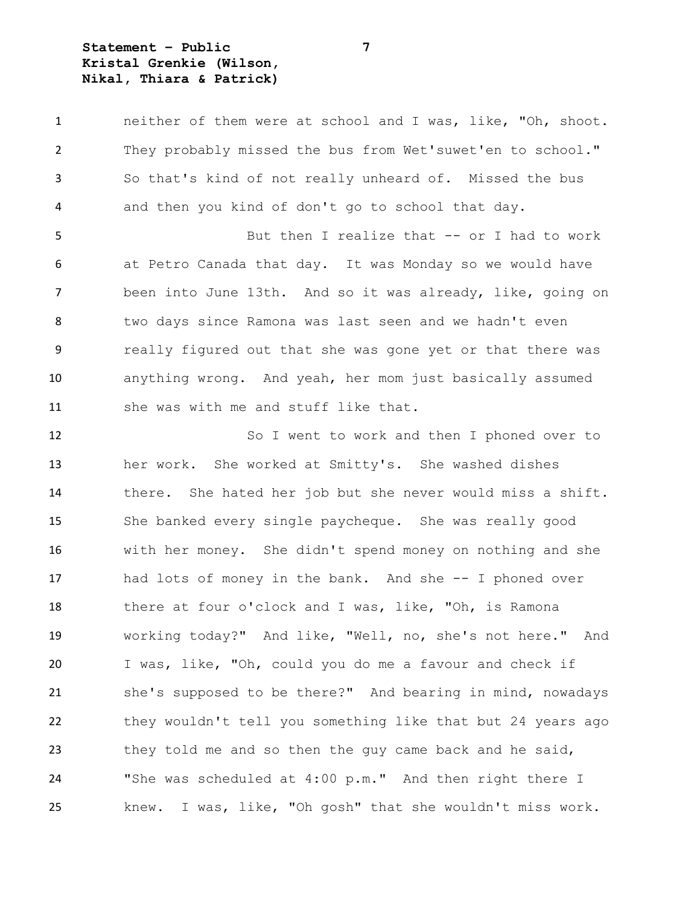neither of them were at school and I was, like, "Oh, shoot. They probably missed the bus from Wet'suwet'en to school." So that's kind of not really unheard of. Missed the bus and then you kind of don't go to school that day.

But then I realize that -- or I had to work at Petro Canada that day. It was Monday so we would have been into June 13th. And so it was already, like, going on two days since Ramona was last seen and we hadn't even really figured out that she was gone yet or that there was anything wrong. And yeah, her mom just basically assumed she was with me and stuff like that.

So I went to work and then I phoned over to her work. She worked at Smitty's. She washed dishes there. She hated her job but she never would miss a shift. She banked every single paycheque. She was really good with her money. She didn't spend money on nothing and she had lots of money in the bank. And she -- I phoned over there at four o'clock and I was, like, "Oh, is Ramona working today?" And like, "Well, no, she's not here." And I was, like, "Oh, could you do me a favour and check if she's supposed to be there?" And bearing in mind, nowadays they wouldn't tell you something like that but 24 years ago they told me and so then the guy came back and he said, "She was scheduled at 4:00 p.m." And then right there I knew. I was, like, "Oh gosh" that she wouldn't miss work.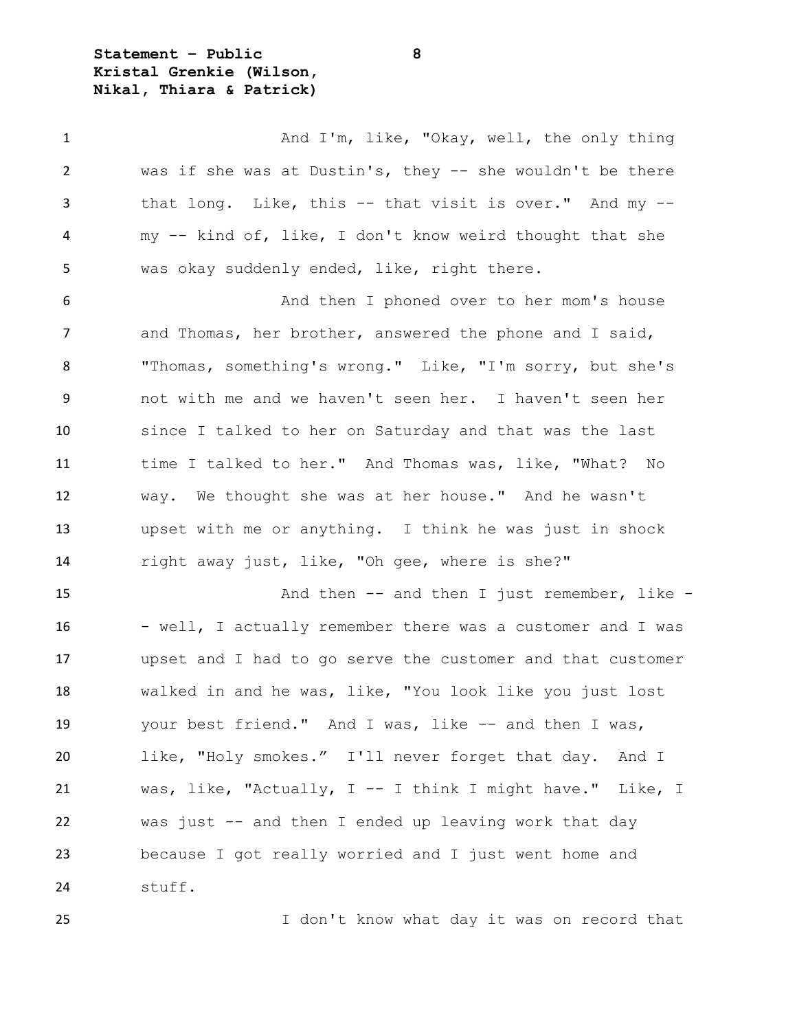And I'm, like, "Okay, well, the only thing was if she was at Dustin's, they -- she wouldn't be there that long. Like, this -- that visit is over." And my -- my -- kind of, like, I don't know weird thought that she was okay suddenly ended, like, right there.

And then I phoned over to her mom's house and Thomas, her brother, answered the phone and I said, "Thomas, something's wrong." Like, "I'm sorry, but she's not with me and we haven't seen her. I haven't seen her since I talked to her on Saturday and that was the last time I talked to her." And Thomas was, like, "What? No way. We thought she was at her house." And he wasn't upset with me or anything. I think he was just in shock right away just, like, "Oh gee, where is she?"

And then -- and then I just remember, like -- well, I actually remember there was a customer and I was upset and I had to go serve the customer and that customer walked in and he was, like, "You look like you just lost your best friend." And I was, like -- and then I was, like, "Holy smokes." I'll never forget that day. And I was, like, "Actually, I -- I think I might have." Like, I was just -- and then I ended up leaving work that day because I got really worried and I just went home and stuff.

I don't know what day it was on record that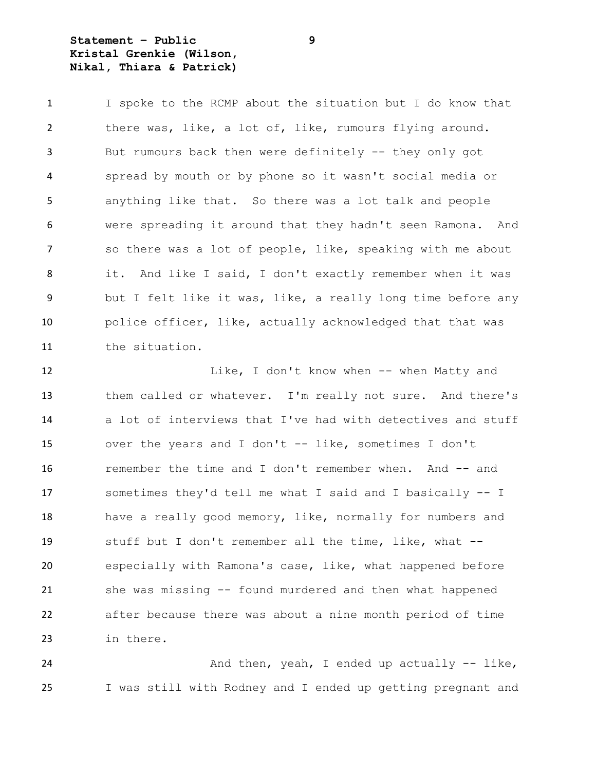I spoke to the RCMP about the situation but I do know that there was, like, a lot of, like, rumours flying around. But rumours back then were definitely -- they only got spread by mouth or by phone so it wasn't social media or anything like that. So there was a lot talk and people were spreading it around that they hadn't seen Ramona. And so there was a lot of people, like, speaking with me about it. And like I said, I don't exactly remember when it was but I felt like it was, like, a really long time before any police officer, like, actually acknowledged that that was the situation.

Like, I don't know when -- when Matty and them called or whatever. I'm really not sure. And there's a lot of interviews that I've had with detectives and stuff over the years and I don't -- like, sometimes I don't remember the time and I don't remember when. And -- and sometimes they'd tell me what I said and I basically -- I have a really good memory, like, normally for numbers and stuff but I don't remember all the time, like, what -- especially with Ramona's case, like, what happened before she was missing -- found murdered and then what happened after because there was about a nine month period of time in there.

And then, yeah, I ended up actually -- like, I was still with Rodney and I ended up getting pregnant and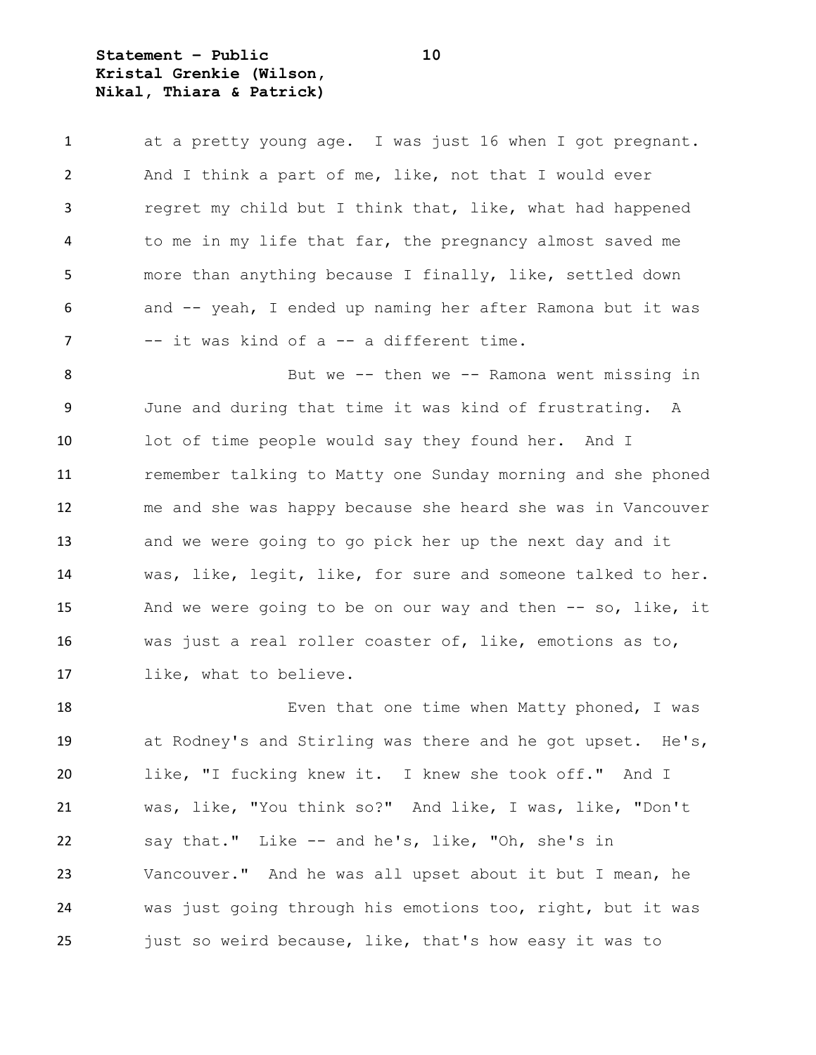at a pretty young age. I was just 16 when I got pregnant. And I think a part of me, like, not that I would ever regret my child but I think that, like, what had happened to me in my life that far, the pregnancy almost saved me more than anything because I finally, like, settled down and -- yeah, I ended up naming her after Ramona but it was -- it was kind of a -- a different time.

But we -- then we -- Ramona went missing in June and during that time it was kind of frustrating. A lot of time people would say they found her. And I remember talking to Matty one Sunday morning and she phoned me and she was happy because she heard she was in Vancouver and we were going to go pick her up the next day and it was, like, legit, like, for sure and someone talked to her. And we were going to be on our way and then -- so, like, it was just a real roller coaster of, like, emotions as to, like, what to believe.

Even that one time when Matty phoned, I was at Rodney's and Stirling was there and he got upset. He's, like, "I fucking knew it. I knew she took off." And I was, like, "You think so?" And like, I was, like, "Don't say that." Like -- and he's, like, "Oh, she's in Vancouver." And he was all upset about it but I mean, he was just going through his emotions too, right, but it was just so weird because, like, that's how easy it was to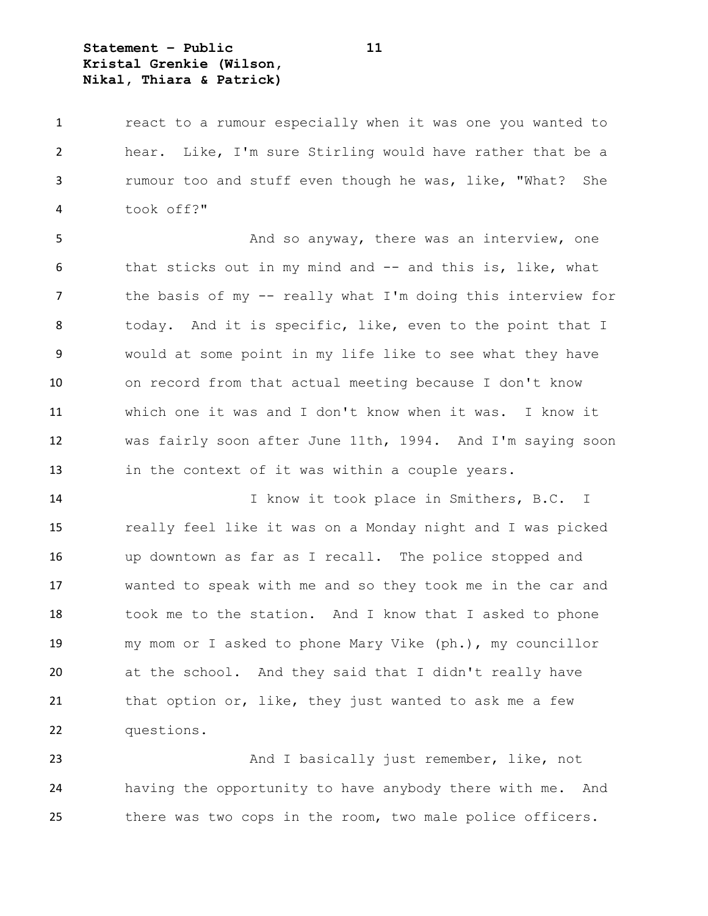react to a rumour especially when it was one you wanted to hear. Like, I'm sure Stirling would have rather that be a rumour too and stuff even though he was, like, "What? She took off?"

And so anyway, there was an interview, one that sticks out in my mind and -- and this is, like, what the basis of my -- really what I'm doing this interview for today. And it is specific, like, even to the point that I would at some point in my life like to see what they have on record from that actual meeting because I don't know which one it was and I don't know when it was. I know it was fairly soon after June 11th, 1994. And I'm saying soon in the context of it was within a couple years.

I know it took place in Smithers, B.C. I really feel like it was on a Monday night and I was picked up downtown as far as I recall. The police stopped and wanted to speak with me and so they took me in the car and took me to the station. And I know that I asked to phone my mom or I asked to phone Mary Vike (ph.), my councillor at the school. And they said that I didn't really have that option or, like, they just wanted to ask me a few questions.

And I basically just remember, like, not having the opportunity to have anybody there with me. And there was two cops in the room, two male police officers.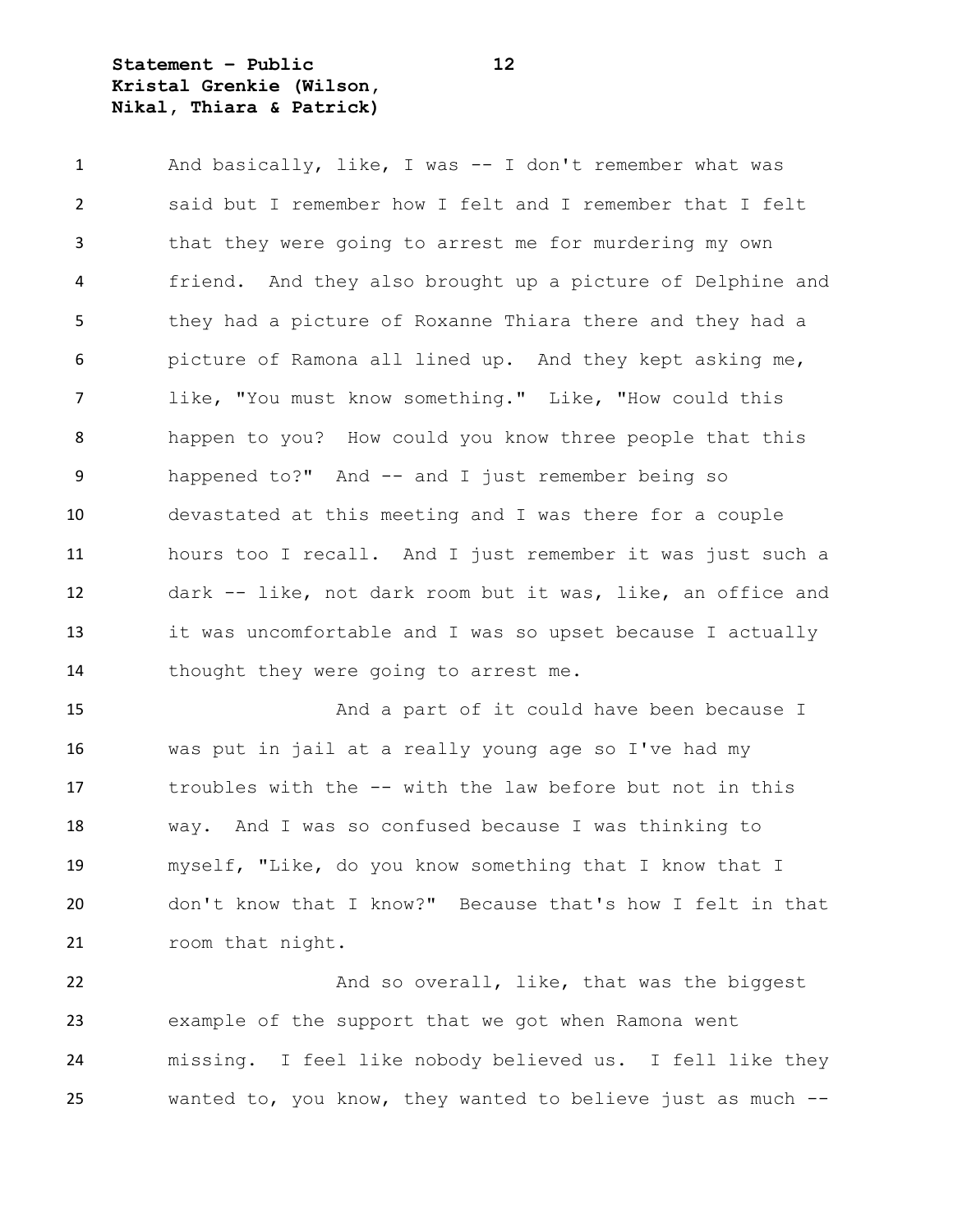And basically, like, I was -- I don't remember what was said but I remember how I felt and I remember that I felt that they were going to arrest me for murdering my own friend. And they also brought up a picture of Delphine and they had a picture of Roxanne Thiara there and they had a picture of Ramona all lined up. And they kept asking me, like, "You must know something." Like, "How could this happen to you? How could you know three people that this happened to?" And -- and I just remember being so devastated at this meeting and I was there for a couple hours too I recall. And I just remember it was just such a dark -- like, not dark room but it was, like, an office and it was uncomfortable and I was so upset because I actually thought they were going to arrest me.

And a part of it could have been because I was put in jail at a really young age so I've had my troubles with the -- with the law before but not in this way. And I was so confused because I was thinking to myself, "Like, do you know something that I know that I don't know that I know?" Because that's how I felt in that room that night.

And so overall, like, that was the biggest example of the support that we got when Ramona went missing. I feel like nobody believed us. I fell like they wanted to, you know, they wanted to believe just as much --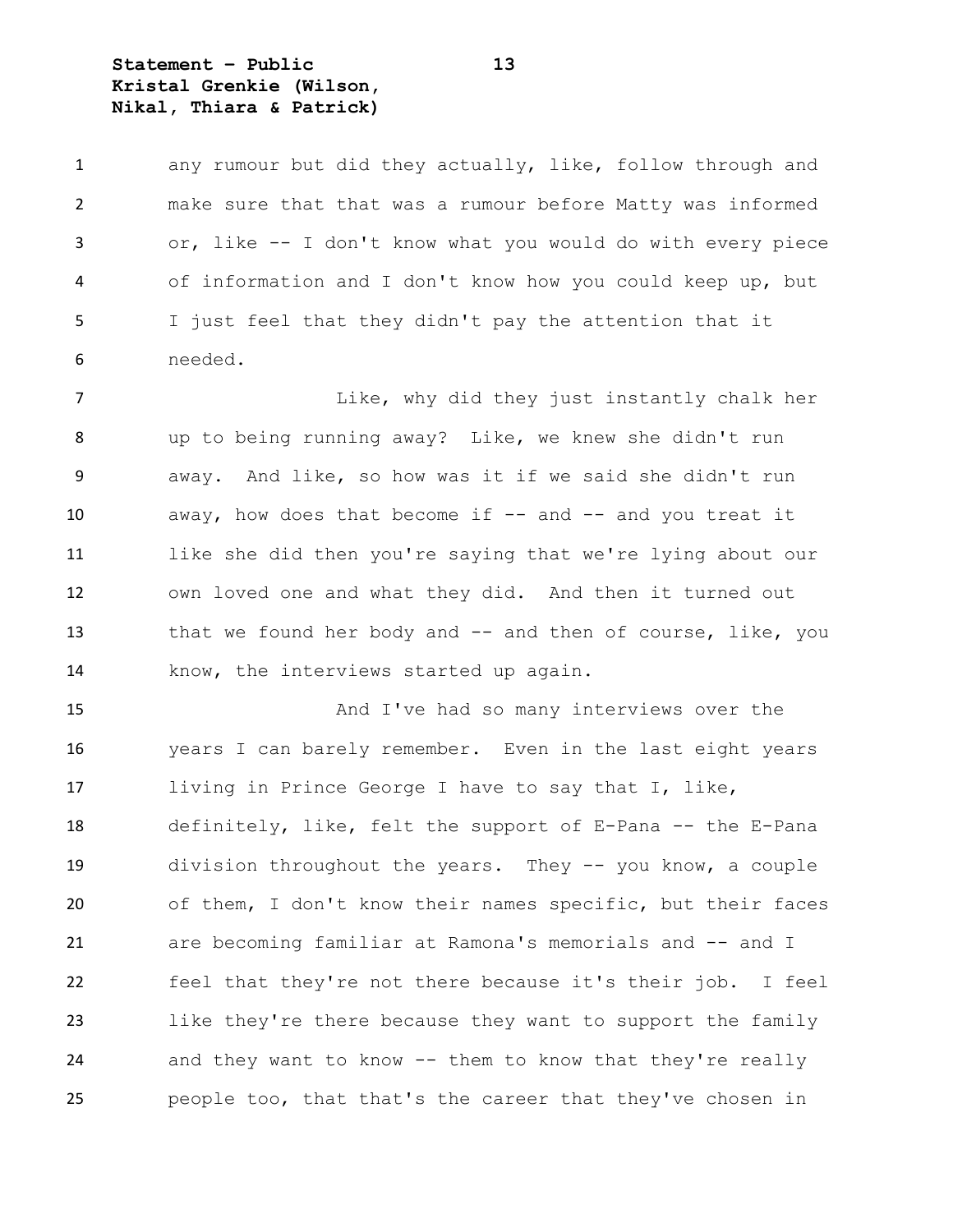any rumour but did they actually, like, follow through and make sure that that was a rumour before Matty was informed or, like -- I don't know what you would do with every piece of information and I don't know how you could keep up, but I just feel that they didn't pay the attention that it needed.

Like, why did they just instantly chalk her up to being running away? Like, we knew she didn't run away. And like, so how was it if we said she didn't run away, how does that become if -- and -- and you treat it like she did then you're saying that we're lying about our own loved one and what they did. And then it turned out that we found her body and -- and then of course, like, you know, the interviews started up again.

And I've had so many interviews over the years I can barely remember. Even in the last eight years living in Prince George I have to say that I, like, definitely, like, felt the support of E-Pana -- the E-Pana division throughout the years. They -- you know, a couple of them, I don't know their names specific, but their faces are becoming familiar at Ramona's memorials and -- and I feel that they're not there because it's their job. I feel like they're there because they want to support the family and they want to know -- them to know that they're really people too, that that's the career that they've chosen in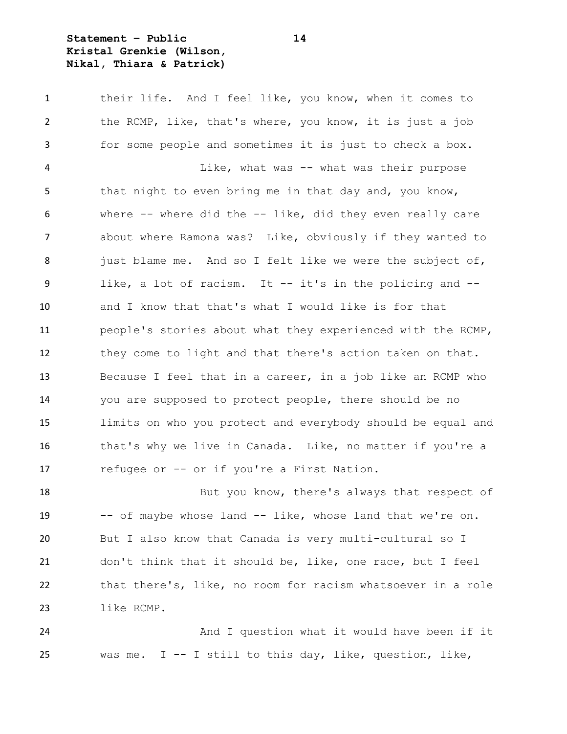their life. And I feel like, you know, when it comes to the RCMP, like, that's where, you know, it is just a job for some people and sometimes it is just to check a box.

Like, what was -- what was their purpose that night to even bring me in that day and, you know, where -- where did the -- like, did they even really care about where Ramona was? Like, obviously if they wanted to just blame me. And so I felt like we were the subject of, like, a lot of racism. It -- it's in the policing and -- and I know that that's what I would like is for that people's stories about what they experienced with the RCMP, they come to light and that there's action taken on that. Because I feel that in a career, in a job like an RCMP who you are supposed to protect people, there should be no limits on who you protect and everybody should be equal and that's why we live in Canada. Like, no matter if you're a refugee or -- or if you're a First Nation.

But you know, there's always that respect of -- of maybe whose land -- like, whose land that we're on. But I also know that Canada is very multi-cultural so I don't think that it should be, like, one race, but I feel that there's, like, no room for racism whatsoever in a role like RCMP.

And I question what it would have been if it was me. I -- I still to this day, like, question, like,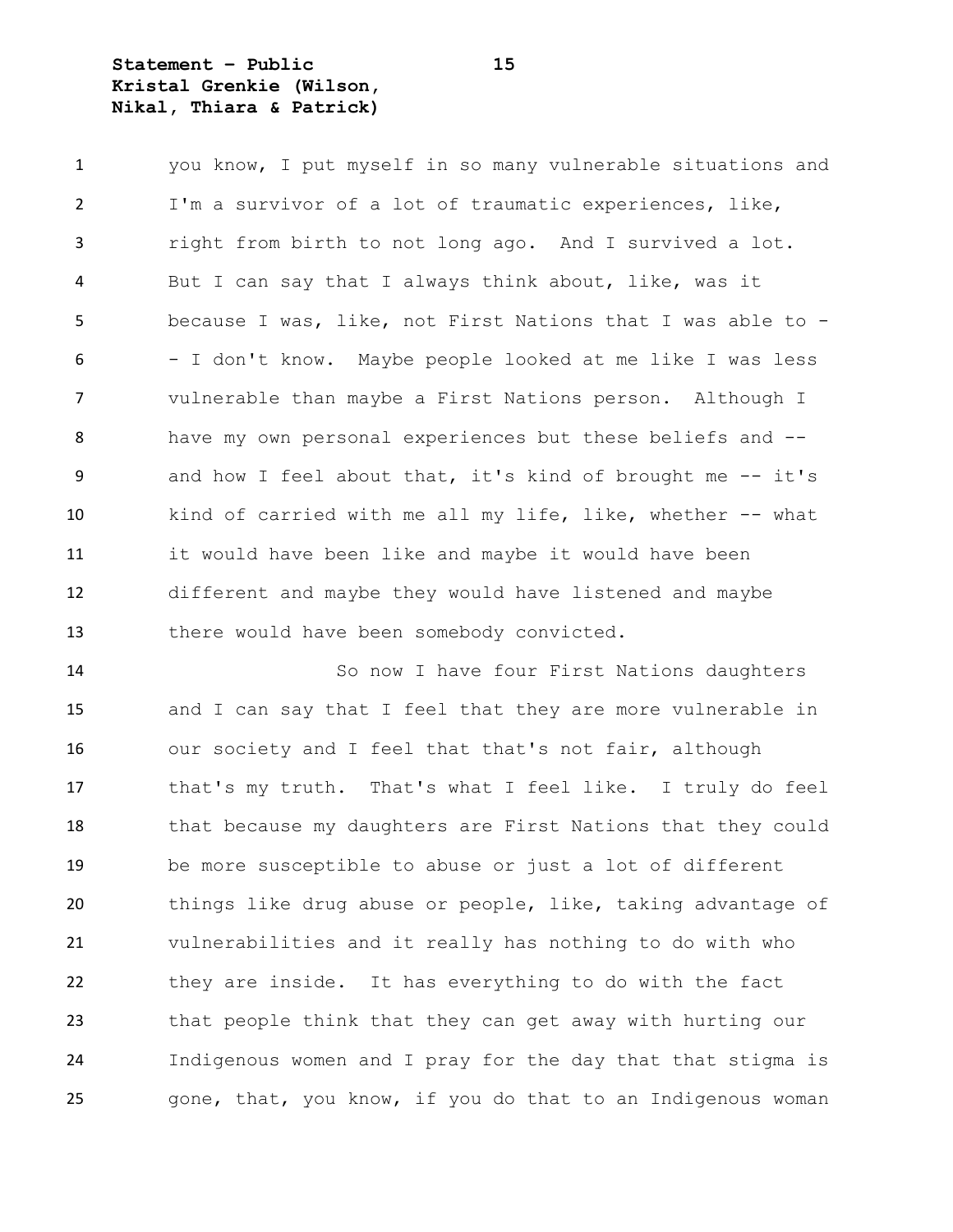you know, I put myself in so many vulnerable situations and I'm a survivor of a lot of traumatic experiences, like, right from birth to not long ago. And I survived a lot. But I can say that I always think about, like, was it because I was, like, not First Nations that I was able to -- I don't know. Maybe people looked at me like I was less vulnerable than maybe a First Nations person. Although I have my own personal experiences but these beliefs and -- and how I feel about that, it's kind of brought me -- it's kind of carried with me all my life, like, whether -- what it would have been like and maybe it would have been different and maybe they would have listened and maybe there would have been somebody convicted.

So now I have four First Nations daughters and I can say that I feel that they are more vulnerable in our society and I feel that that's not fair, although that's my truth. That's what I feel like. I truly do feel that because my daughters are First Nations that they could be more susceptible to abuse or just a lot of different things like drug abuse or people, like, taking advantage of vulnerabilities and it really has nothing to do with who they are inside. It has everything to do with the fact that people think that they can get away with hurting our Indigenous women and I pray for the day that that stigma is gone, that, you know, if you do that to an Indigenous woman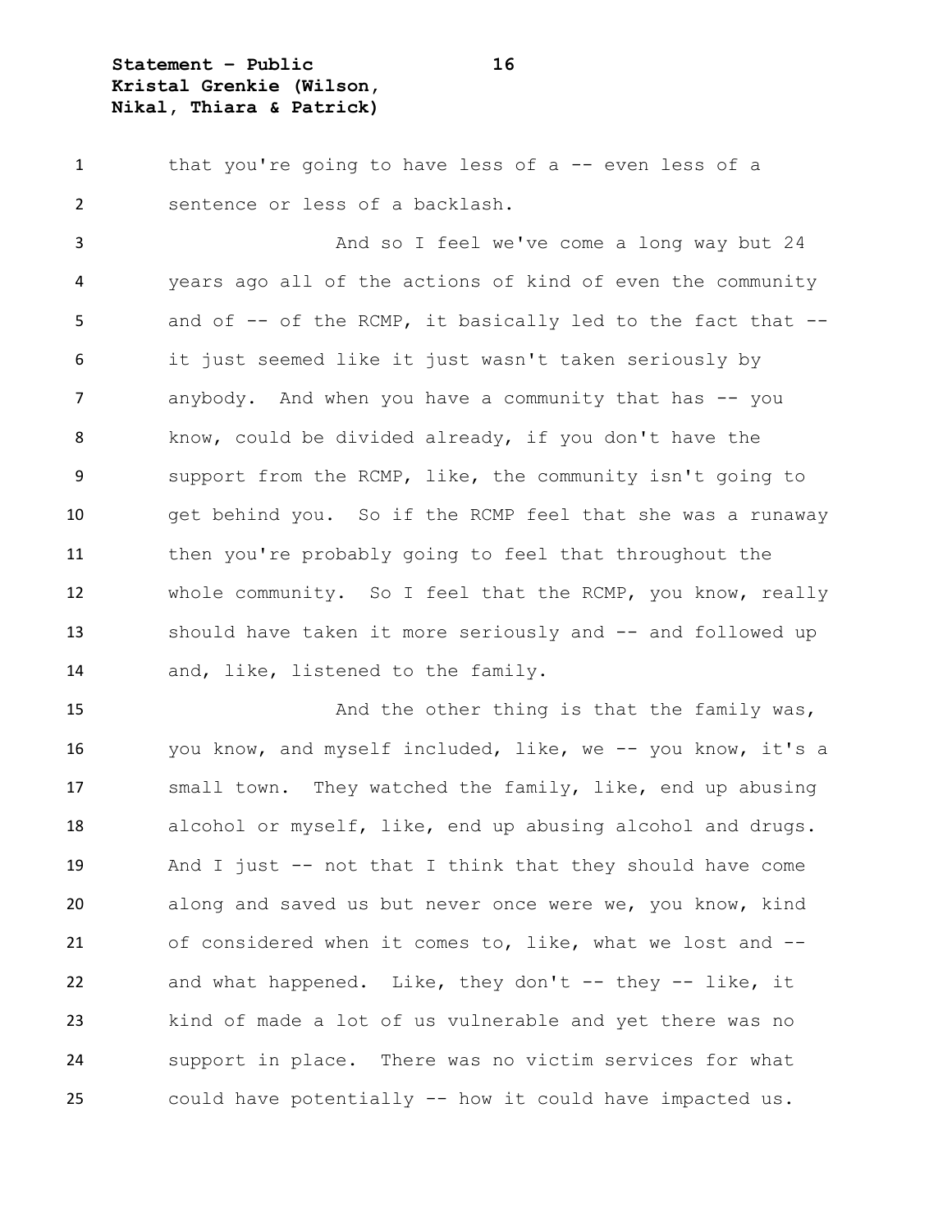that you're going to have less of a -- even less of a sentence or less of a backlash.

And so I feel we've come a long way but 24 years ago all of the actions of kind of even the community and of -- of the RCMP, it basically led to the fact that -- it just seemed like it just wasn't taken seriously by anybody. And when you have a community that has -- you know, could be divided already, if you don't have the support from the RCMP, like, the community isn't going to get behind you. So if the RCMP feel that she was a runaway then you're probably going to feel that throughout the whole community. So I feel that the RCMP, you know, really should have taken it more seriously and -- and followed up and, like, listened to the family.

And the other thing is that the family was, you know, and myself included, like, we -- you know, it's a small town. They watched the family, like, end up abusing alcohol or myself, like, end up abusing alcohol and drugs. And I just -- not that I think that they should have come along and saved us but never once were we, you know, kind of considered when it comes to, like, what we lost and -- and what happened. Like, they don't -- they -- like, it kind of made a lot of us vulnerable and yet there was no support in place. There was no victim services for what could have potentially -- how it could have impacted us.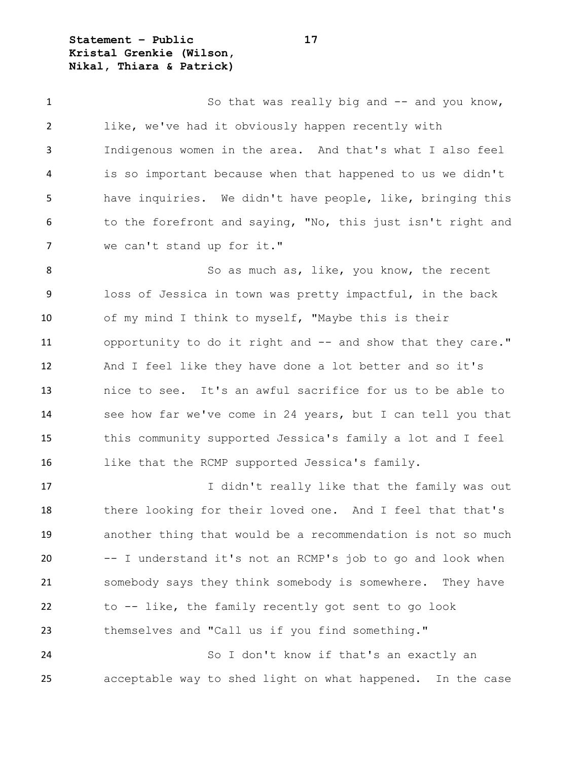So that was really big and -- and you know, like, we've had it obviously happen recently with Indigenous women in the area. And that's what I also feel is so important because when that happened to us we didn't have inquiries. We didn't have people, like, bringing this to the forefront and saying, "No, this just isn't right and we can't stand up for it."

So as much as, like, you know, the recent loss of Jessica in town was pretty impactful, in the back of my mind I think to myself, "Maybe this is their opportunity to do it right and -- and show that they care." And I feel like they have done a lot better and so it's nice to see. It's an awful sacrifice for us to be able to see how far we've come in 24 years, but I can tell you that this community supported Jessica's family a lot and I feel like that the RCMP supported Jessica's family.

I didn't really like that the family was out there looking for their loved one. And I feel that that's another thing that would be a recommendation is not so much -- I understand it's not an RCMP's job to go and look when somebody says they think somebody is somewhere. They have to -- like, the family recently got sent to go look themselves and "Call us if you find something."

So I don't know if that's an exactly an acceptable way to shed light on what happened. In the case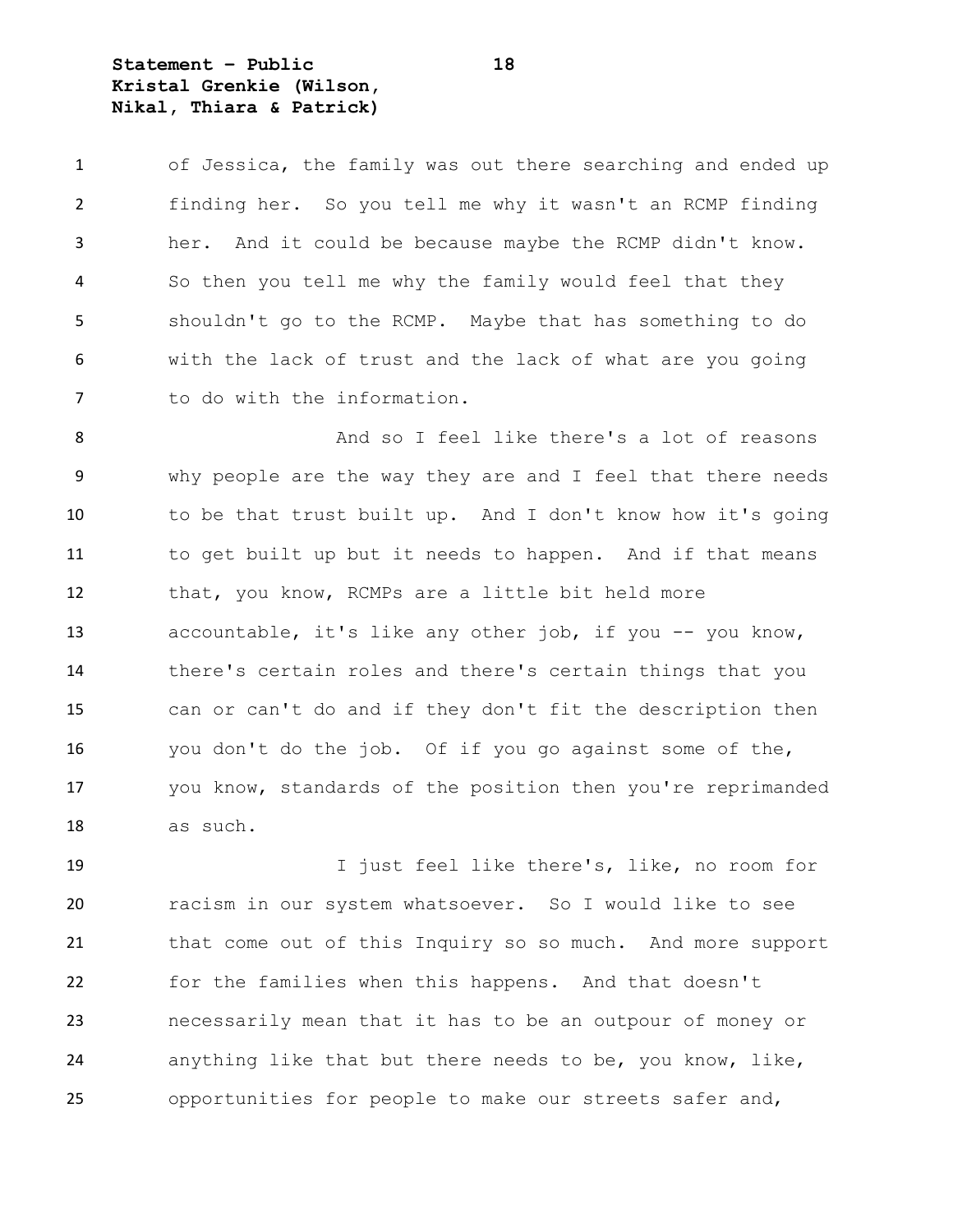of Jessica, the family was out there searching and ended up finding her. So you tell me why it wasn't an RCMP finding her. And it could be because maybe the RCMP didn't know. So then you tell me why the family would feel that they shouldn't go to the RCMP. Maybe that has something to do with the lack of trust and the lack of what are you going to do with the information.

And so I feel like there's a lot of reasons why people are the way they are and I feel that there needs to be that trust built up. And I don't know how it's going to get built up but it needs to happen. And if that means that, you know, RCMPs are a little bit held more accountable, it's like any other job, if you -- you know, there's certain roles and there's certain things that you can or can't do and if they don't fit the description then you don't do the job. Of if you go against some of the, you know, standards of the position then you're reprimanded as such.

I just feel like there's, like, no room for racism in our system whatsoever. So I would like to see that come out of this Inquiry so so much. And more support for the families when this happens. And that doesn't necessarily mean that it has to be an outpour of money or anything like that but there needs to be, you know, like, opportunities for people to make our streets safer and,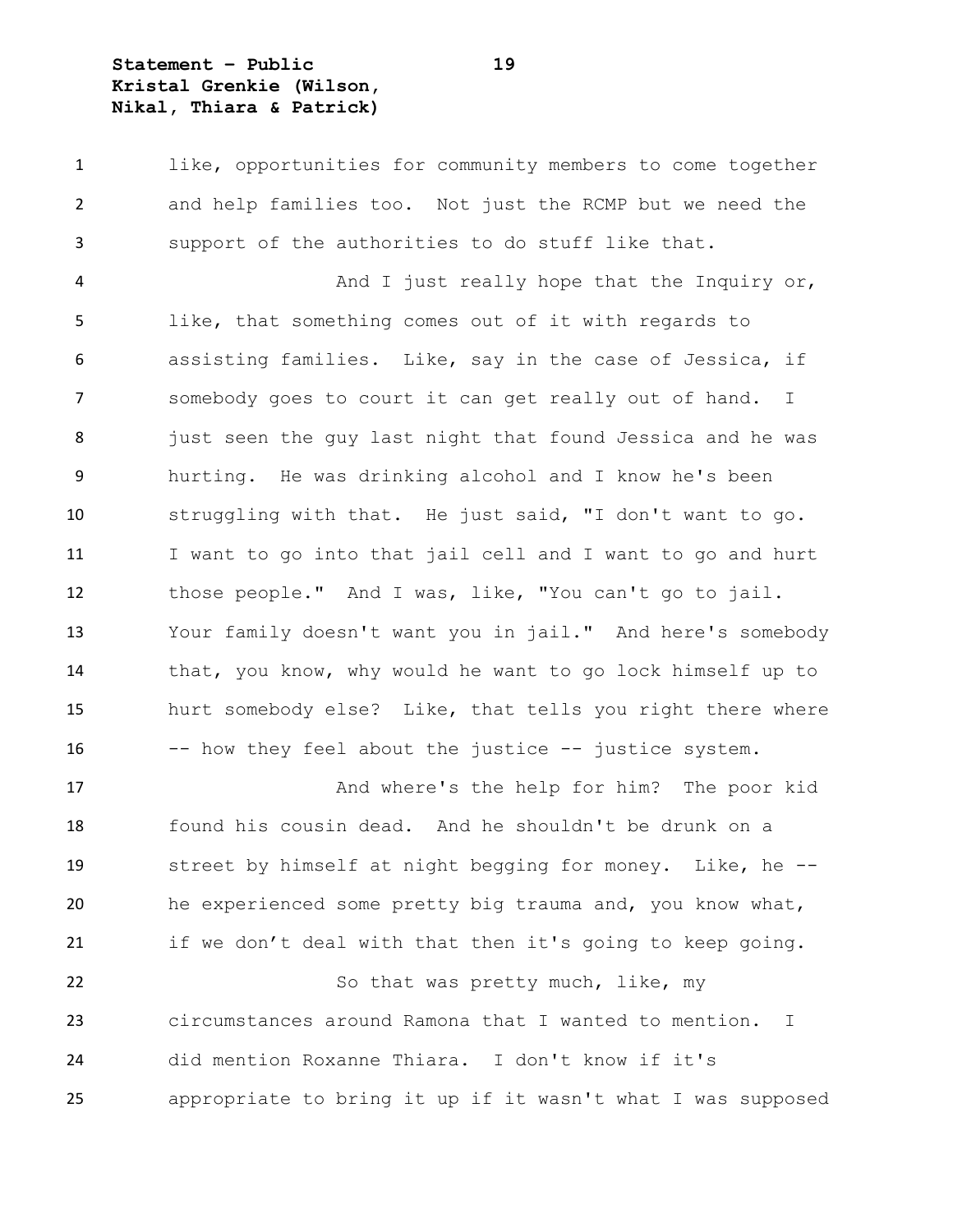like, opportunities for community members to come together and help families too. Not just the RCMP but we need the support of the authorities to do stuff like that.

And I just really hope that the Inquiry or, like, that something comes out of it with regards to assisting families. Like, say in the case of Jessica, if somebody goes to court it can get really out of hand. I just seen the guy last night that found Jessica and he was hurting. He was drinking alcohol and I know he's been struggling with that. He just said, "I don't want to go. I want to go into that jail cell and I want to go and hurt those people." And I was, like, "You can't go to jail. Your family doesn't want you in jail." And here's somebody that, you know, why would he want to go lock himself up to hurt somebody else? Like, that tells you right there where -- how they feel about the justice -- justice system.

And where's the help for him? The poor kid found his cousin dead. And he shouldn't be drunk on a street by himself at night begging for money. Like, he -- he experienced some pretty big trauma and, you know what, if we don't deal with that then it's going to keep going.

So that was pretty much, like, my circumstances around Ramona that I wanted to mention. I did mention Roxanne Thiara. I don't know if it's appropriate to bring it up if it wasn't what I was supposed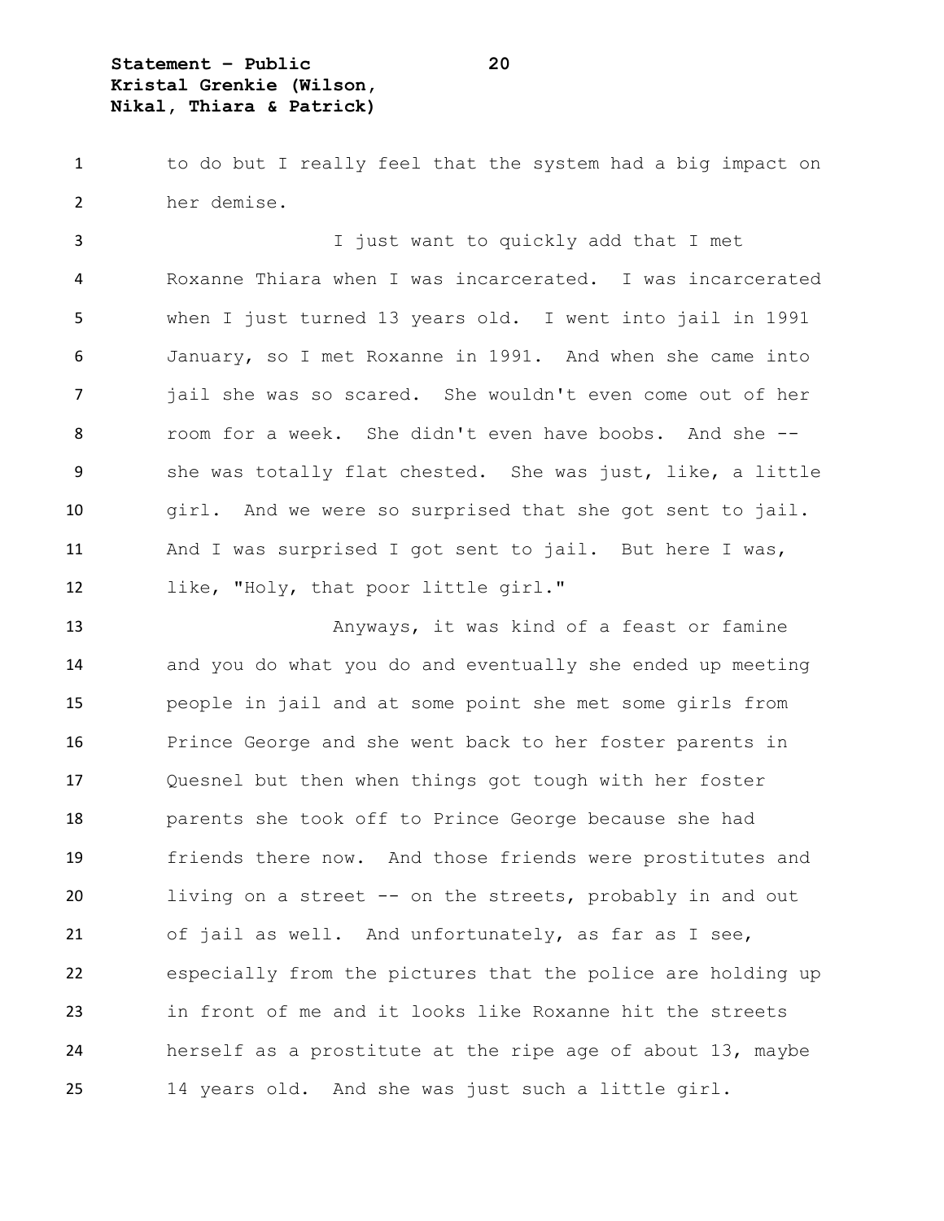to do but I really feel that the system had a big impact on her demise.

I just want to quickly add that I met Roxanne Thiara when I was incarcerated. I was incarcerated when I just turned 13 years old. I went into jail in 1991 January, so I met Roxanne in 1991. And when she came into jail she was so scared. She wouldn't even come out of her room for a week. She didn't even have boobs. And she -- she was totally flat chested. She was just, like, a little girl. And we were so surprised that she got sent to jail. And I was surprised I got sent to jail. But here I was, like, "Holy, that poor little girl."

Anyways, it was kind of a feast or famine and you do what you do and eventually she ended up meeting people in jail and at some point she met some girls from Prince George and she went back to her foster parents in Quesnel but then when things got tough with her foster parents she took off to Prince George because she had friends there now. And those friends were prostitutes and living on a street -- on the streets, probably in and out of jail as well. And unfortunately, as far as I see, especially from the pictures that the police are holding up in front of me and it looks like Roxanne hit the streets herself as a prostitute at the ripe age of about 13, maybe 14 years old. And she was just such a little girl.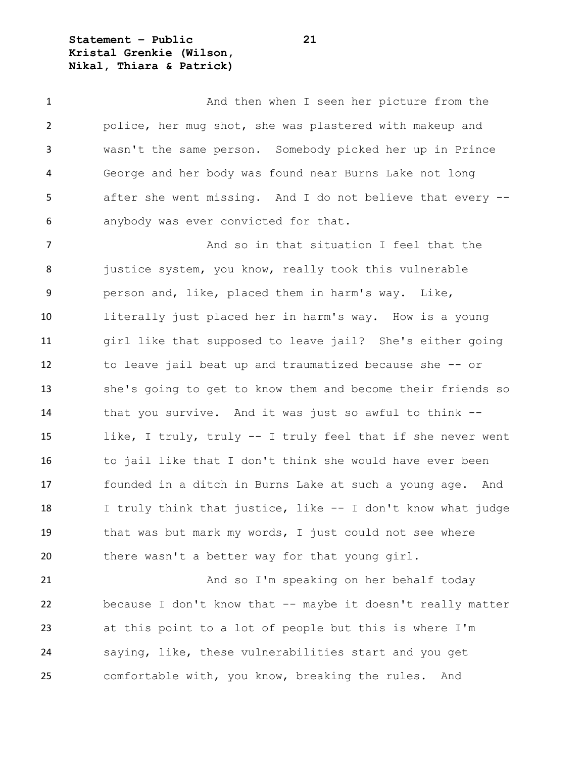And then when I seen her picture from the police, her mug shot, she was plastered with makeup and wasn't the same person. Somebody picked her up in Prince George and her body was found near Burns Lake not long after she went missing. And I do not believe that every -- anybody was ever convicted for that.

And so in that situation I feel that the justice system, you know, really took this vulnerable person and, like, placed them in harm's way. Like, literally just placed her in harm's way. How is a young girl like that supposed to leave jail? She's either going to leave jail beat up and traumatized because she -- or she's going to get to know them and become their friends so that you survive. And it was just so awful to think -- like, I truly, truly -- I truly feel that if she never went to jail like that I don't think she would have ever been founded in a ditch in Burns Lake at such a young age. And I truly think that justice, like -- I don't know what judge that was but mark my words, I just could not see where there wasn't a better way for that young girl.

And so I'm speaking on her behalf today because I don't know that -- maybe it doesn't really matter at this point to a lot of people but this is where I'm saying, like, these vulnerabilities start and you get comfortable with, you know, breaking the rules. And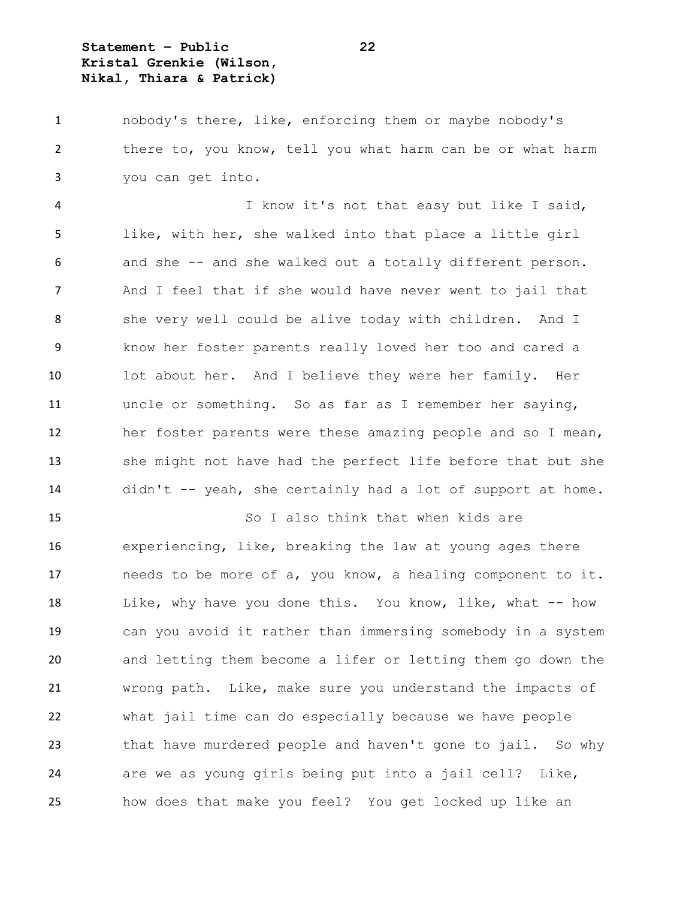nobody's there, like, enforcing them or maybe nobody's there to, you know, tell you what harm can be or what harm you can get into.

I know it's not that easy but like I said, like, with her, she walked into that place a little girl and she -- and she walked out a totally different person. And I feel that if she would have never went to jail that she very well could be alive today with children. And I know her foster parents really loved her too and cared a lot about her. And I believe they were her family. Her uncle or something. So as far as I remember her saying, her foster parents were these amazing people and so I mean, she might not have had the perfect life before that but she didn't -- yeah, she certainly had a lot of support at home.

So I also think that when kids are experiencing, like, breaking the law at young ages there needs to be more of a, you know, a healing component to it. Like, why have you done this. You know, like, what -- how can you avoid it rather than immersing somebody in a system and letting them become a lifer or letting them go down the wrong path. Like, make sure you understand the impacts of what jail time can do especially because we have people that have murdered people and haven't gone to jail. So why are we as young girls being put into a jail cell? Like, how does that make you feel? You get locked up like an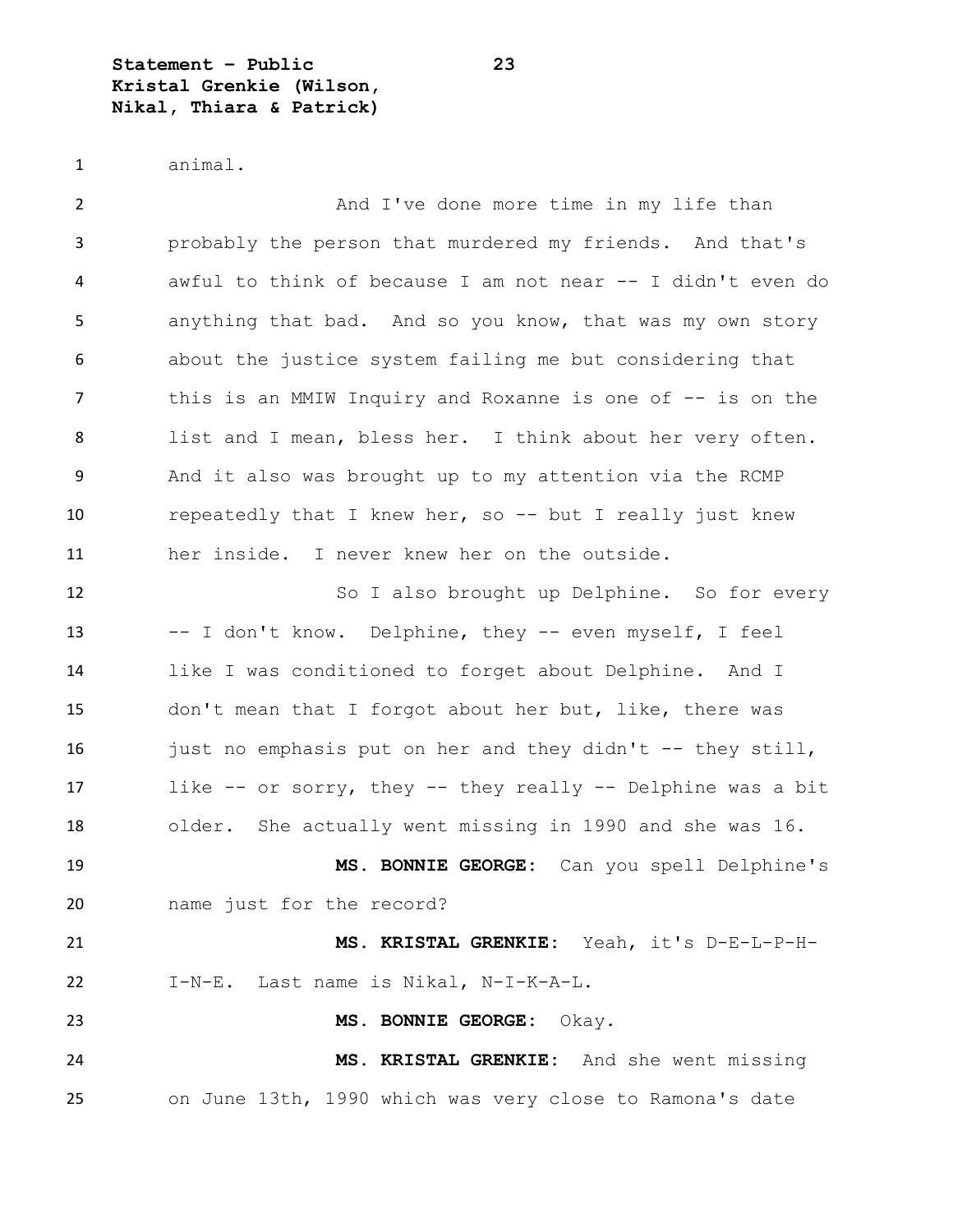animal.

And I've done more time in my life than probably the person that murdered my friends. And that's awful to think of because I am not near -- I didn't even do anything that bad. And so you know, that was my own story about the justice system failing me but considering that this is an MMIW Inquiry and Roxanne is one of -- is on the list and I mean, bless her. I think about her very often. And it also was brought up to my attention via the RCMP repeatedly that I knew her, so -- but I really just knew her inside. I never knew her on the outside.

So I also brought up Delphine. So for every -- I don't know. Delphine, they -- even myself, I feel like I was conditioned to forget about Delphine. And I don't mean that I forgot about her but, like, there was just no emphasis put on her and they didn't -- they still, like -- or sorry, they -- they really -- Delphine was a bit older. She actually went missing in 1990 and she was 16.

**MS. BONNIE GEORGE:** Can you spell Delphine's name just for the record?

**MS. KRISTAL GRENKIE:** Yeah, it's D-E-L-P-H-I-N-E. Last name is Nikal, N-I-K-A-L.

**MS. BONNIE GEORGE:** Okay.

**MS. KRISTAL GRENKIE:** And she went missing on June 13th, 1990 which was very close to Ramona's date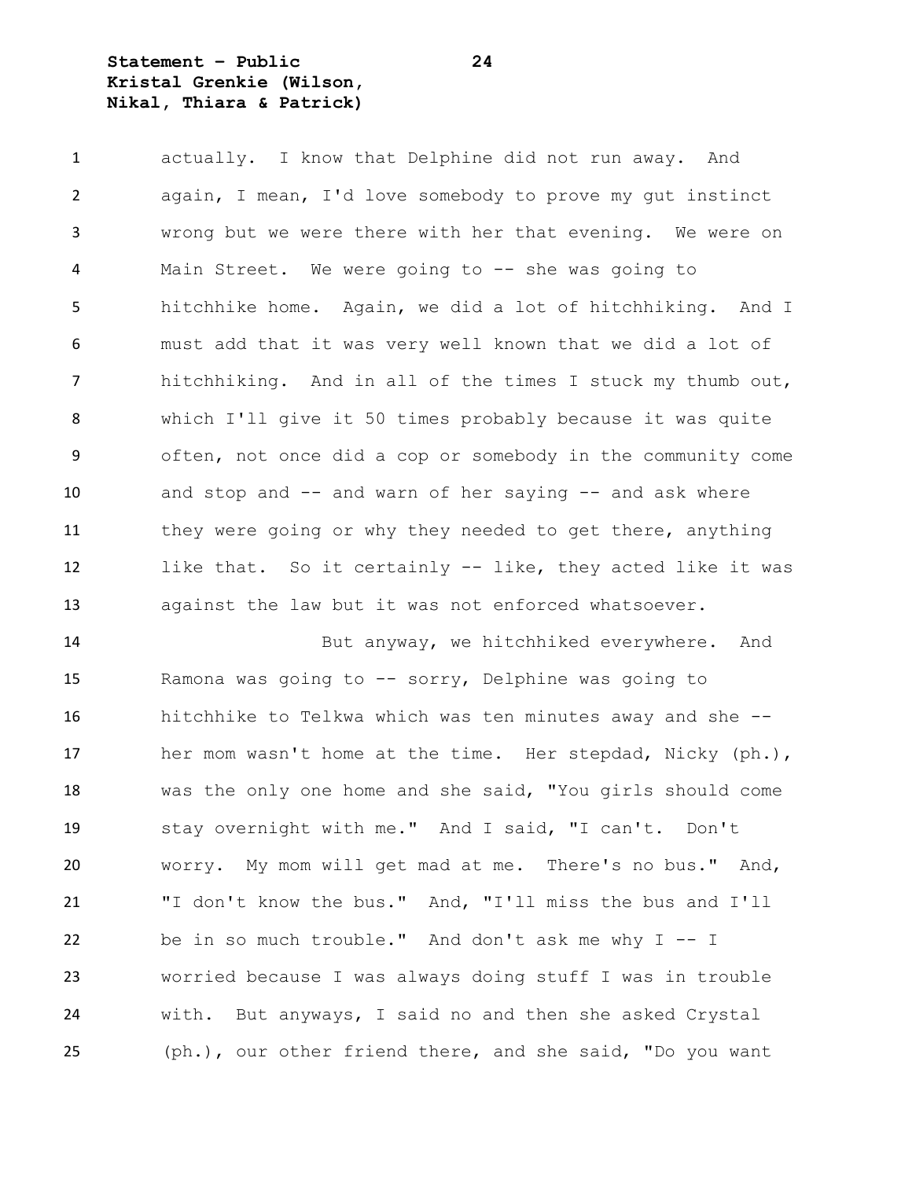actually. I know that Delphine did not run away. And again, I mean, I'd love somebody to prove my gut instinct wrong but we were there with her that evening. We were on Main Street. We were going to -- she was going to hitchhike home. Again, we did a lot of hitchhiking. And I must add that it was very well known that we did a lot of hitchhiking. And in all of the times I stuck my thumb out, which I'll give it 50 times probably because it was quite often, not once did a cop or somebody in the community come and stop and -- and warn of her saying -- and ask where they were going or why they needed to get there, anything like that. So it certainly -- like, they acted like it was against the law but it was not enforced whatsoever.

But anyway, we hitchhiked everywhere. And Ramona was going to -- sorry, Delphine was going to hitchhike to Telkwa which was ten minutes away and she -- her mom wasn't home at the time. Her stepdad, Nicky (ph.), was the only one home and she said, "You girls should come stay overnight with me." And I said, "I can't. Don't worry. My mom will get mad at me. There's no bus." And, "I don't know the bus." And, "I'll miss the bus and I'll be in so much trouble." And don't ask me why I -- I worried because I was always doing stuff I was in trouble with. But anyways, I said no and then she asked Crystal (ph.), our other friend there, and she said, "Do you want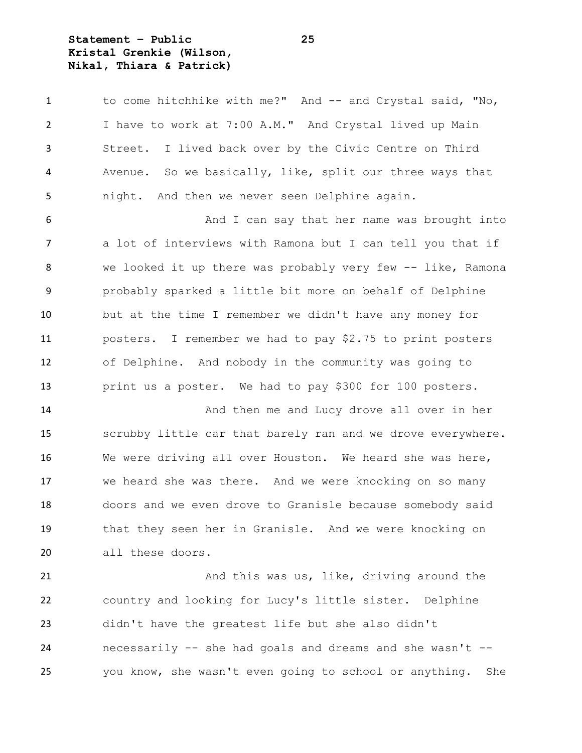to come hitchhike with me?" And -- and Crystal said, "No, I have to work at 7:00 A.M." And Crystal lived up Main Street. I lived back over by the Civic Centre on Third Avenue. So we basically, like, split our three ways that night. And then we never seen Delphine again.

And I can say that her name was brought into a lot of interviews with Ramona but I can tell you that if we looked it up there was probably very few -- like, Ramona probably sparked a little bit more on behalf of Delphine but at the time I remember we didn't have any money for posters. I remember we had to pay $2.75 to print posters of Delphine. And nobody in the community was going to print us a poster. We had to pay $300 for 100 posters.

And then me and Lucy drove all over in her scrubby little car that barely ran and we drove everywhere. We were driving all over Houston. We heard she was here, we heard she was there. And we were knocking on so many doors and we even drove to Granisle because somebody said that they seen her in Granisle. And we were knocking on all these doors.

And this was us, like, driving around the country and looking for Lucy's little sister. Delphine didn't have the greatest life but she also didn't necessarily -- she had goals and dreams and she wasn't -- you know, she wasn't even going to school or anything. She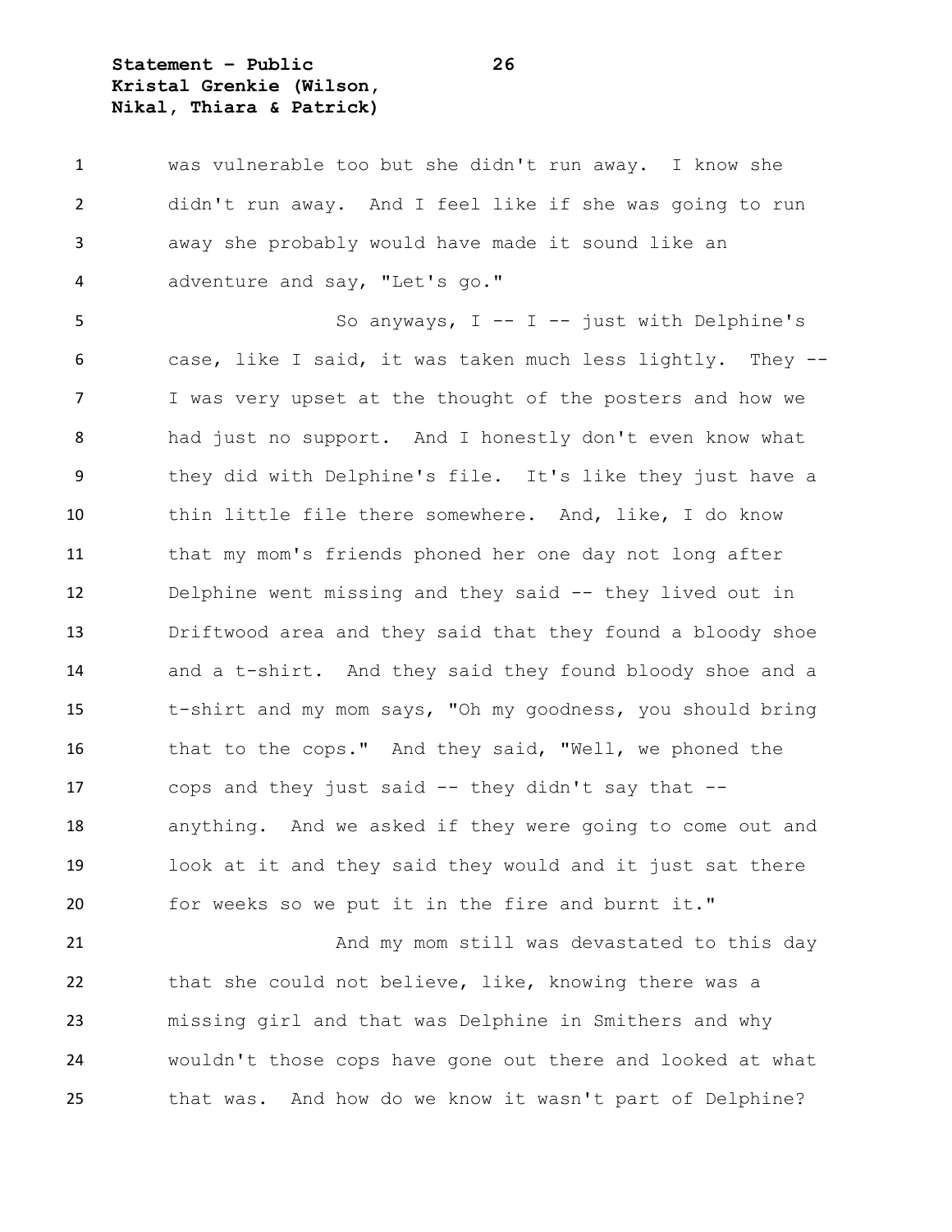was vulnerable too but she didn't run away. I know she didn't run away. And I feel like if she was going to run away she probably would have made it sound like an adventure and say, "Let's go."

So anyways, I -- I -- just with Delphine's case, like I said, it was taken much less lightly. They -- I was very upset at the thought of the posters and how we had just no support. And I honestly don't even know what they did with Delphine's file. It's like they just have a thin little file there somewhere. And, like, I do know that my mom's friends phoned her one day not long after Delphine went missing and they said -- they lived out in Driftwood area and they said that they found a bloody shoe and a t-shirt. And they said they found bloody shoe and a t-shirt and my mom says, "Oh my goodness, you should bring that to the cops." And they said, "Well, we phoned the cops and they just said -- they didn't say that -- anything. And we asked if they were going to come out and look at it and they said they would and it just sat there for weeks so we put it in the fire and burnt it."

And my mom still was devastated to this day that she could not believe, like, knowing there was a missing girl and that was Delphine in Smithers and why wouldn't those cops have gone out there and looked at what that was. And how do we know it wasn't part of Delphine?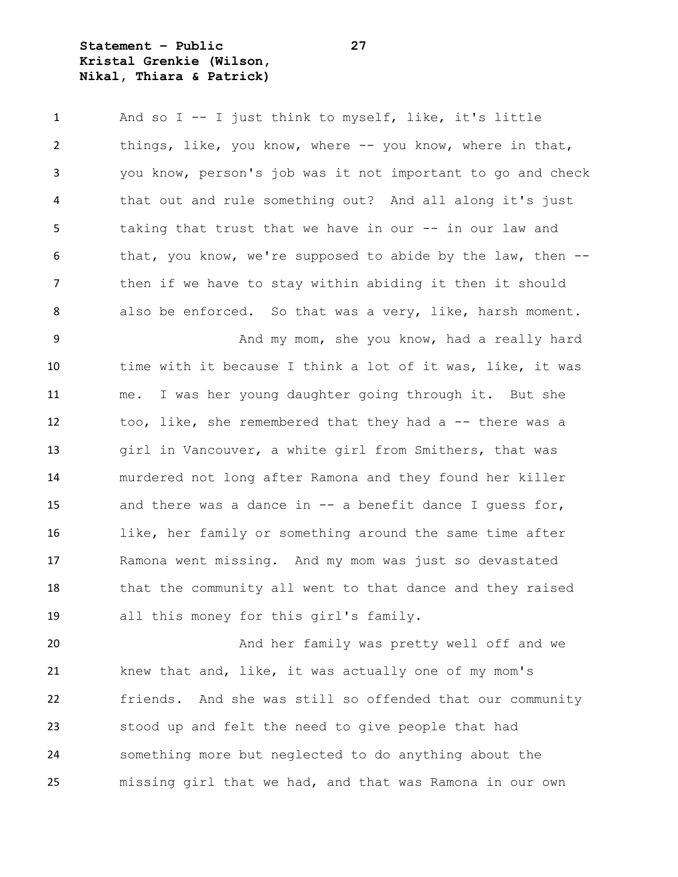And so I -- I just think to myself, like, it's little things, like, you know, where -- you know, where in that, you know, person's job was it not important to go and check that out and rule something out? And all along it's just taking that trust that we have in our -- in our law and that, you know, we're supposed to abide by the law, then -- then if we have to stay within abiding it then it should also be enforced. So that was a very, like, harsh moment.

And my mom, she you know, had a really hard time with it because I think a lot of it was, like, it was me. I was her young daughter going through it. But she too, like, she remembered that they had a -- there was a girl in Vancouver, a white girl from Smithers, that was murdered not long after Ramona and they found her killer and there was a dance in -- a benefit dance I guess for, like, her family or something around the same time after Ramona went missing. And my mom was just so devastated that the community all went to that dance and they raised all this money for this girl's family.

And her family was pretty well off and we knew that and, like, it was actually one of my mom's friends. And she was still so offended that our community stood up and felt the need to give people that had something more but neglected to do anything about the missing girl that we had, and that was Ramona in our own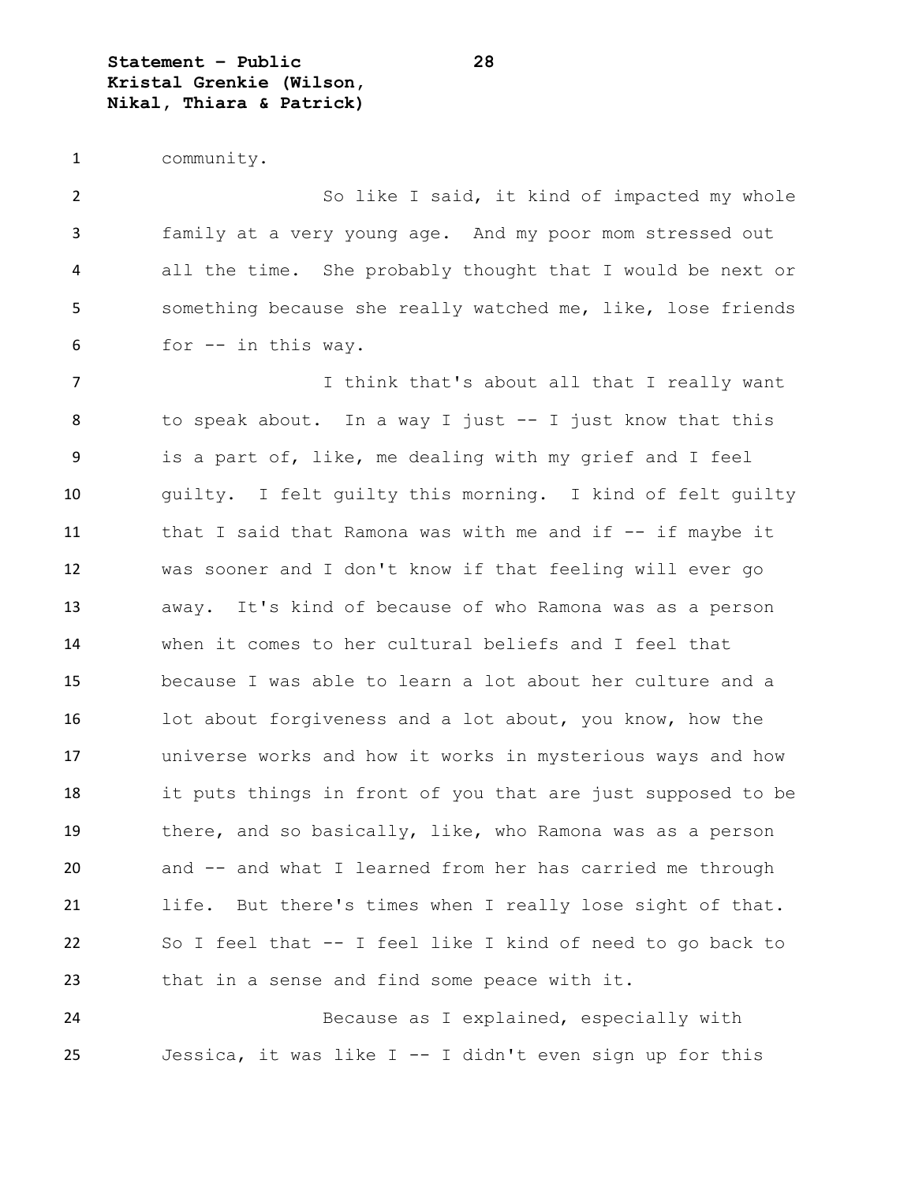community.

So like I said, it kind of impacted my whole family at a very young age. And my poor mom stressed out all the time. She probably thought that I would be next or something because she really watched me, like, lose friends for -- in this way.

I think that's about all that I really want to speak about. In a way I just -- I just know that this is a part of, like, me dealing with my grief and I feel guilty. I felt guilty this morning. I kind of felt guilty that I said that Ramona was with me and if -- if maybe it was sooner and I don't know if that feeling will ever go away. It's kind of because of who Ramona was as a person when it comes to her cultural beliefs and I feel that because I was able to learn a lot about her culture and a lot about forgiveness and a lot about, you know, how the universe works and how it works in mysterious ways and how it puts things in front of you that are just supposed to be there, and so basically, like, who Ramona was as a person and -- and what I learned from her has carried me through life. But there's times when I really lose sight of that. So I feel that -- I feel like I kind of need to go back to that in a sense and find some peace with it.

Because as I explained, especially with Jessica, it was like I -- I didn't even sign up for this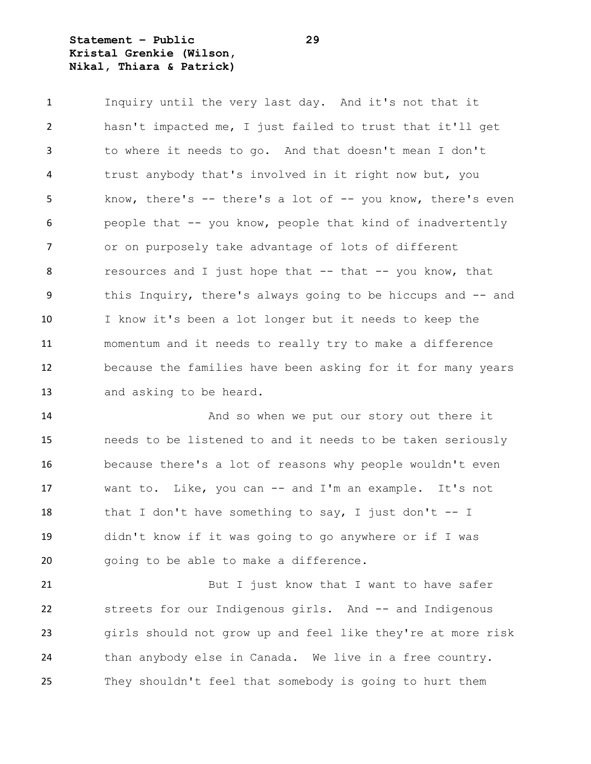Inquiry until the very last day. And it's not that it hasn't impacted me, I just failed to trust that it'll get to where it needs to go. And that doesn't mean I don't trust anybody that's involved in it right now but, you know, there's -- there's a lot of -- you know, there's even people that -- you know, people that kind of inadvertently or on purposely take advantage of lots of different resources and I just hope that -- that -- you know, that this Inquiry, there's always going to be hiccups and -- and I know it's been a lot longer but it needs to keep the momentum and it needs to really try to make a difference because the families have been asking for it for many years and asking to be heard.

And so when we put our story out there it needs to be listened to and it needs to be taken seriously because there's a lot of reasons why people wouldn't even want to. Like, you can -- and I'm an example. It's not that I don't have something to say, I just don't -- I didn't know if it was going to go anywhere or if I was going to be able to make a difference.

But I just know that I want to have safer streets for our Indigenous girls. And -- and Indigenous girls should not grow up and feel like they're at more risk than anybody else in Canada. We live in a free country. They shouldn't feel that somebody is going to hurt them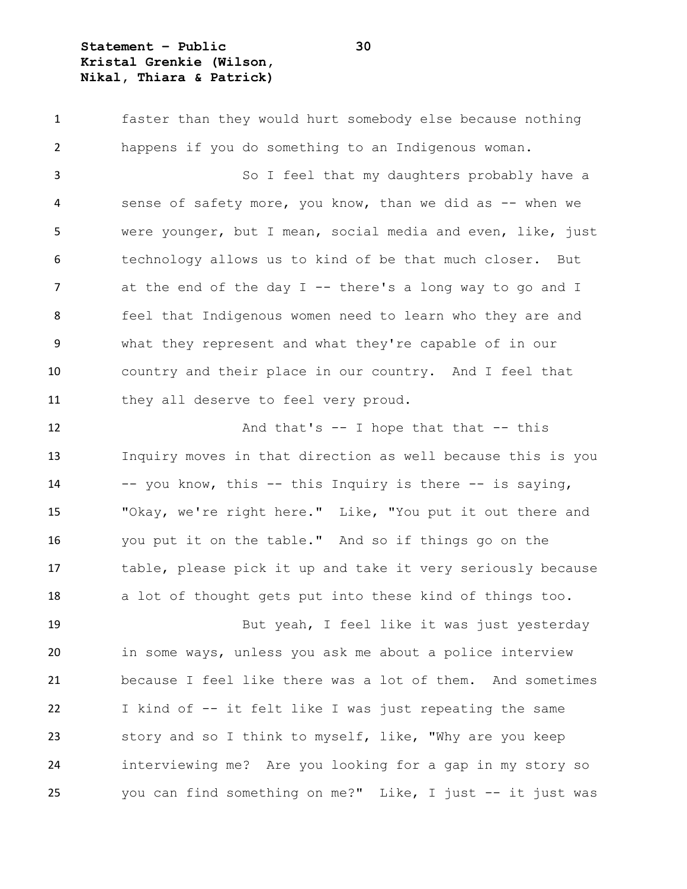faster than they would hurt somebody else because nothing happens if you do something to an Indigenous woman.

So I feel that my daughters probably have a sense of safety more, you know, than we did as -- when we were younger, but I mean, social media and even, like, just technology allows us to kind of be that much closer. But at the end of the day I -- there's a long way to go and I feel that Indigenous women need to learn who they are and what they represent and what they're capable of in our country and their place in our country. And I feel that they all deserve to feel very proud.

And that's -- I hope that that -- this Inquiry moves in that direction as well because this is you -- you know, this -- this Inquiry is there -- is saying, "Okay, we're right here." Like, "You put it out there and you put it on the table." And so if things go on the table, please pick it up and take it very seriously because a lot of thought gets put into these kind of things too.

But yeah, I feel like it was just yesterday in some ways, unless you ask me about a police interview because I feel like there was a lot of them. And sometimes I kind of -- it felt like I was just repeating the same story and so I think to myself, like, "Why are you keep interviewing me? Are you looking for a gap in my story so you can find something on me?" Like, I just -- it just was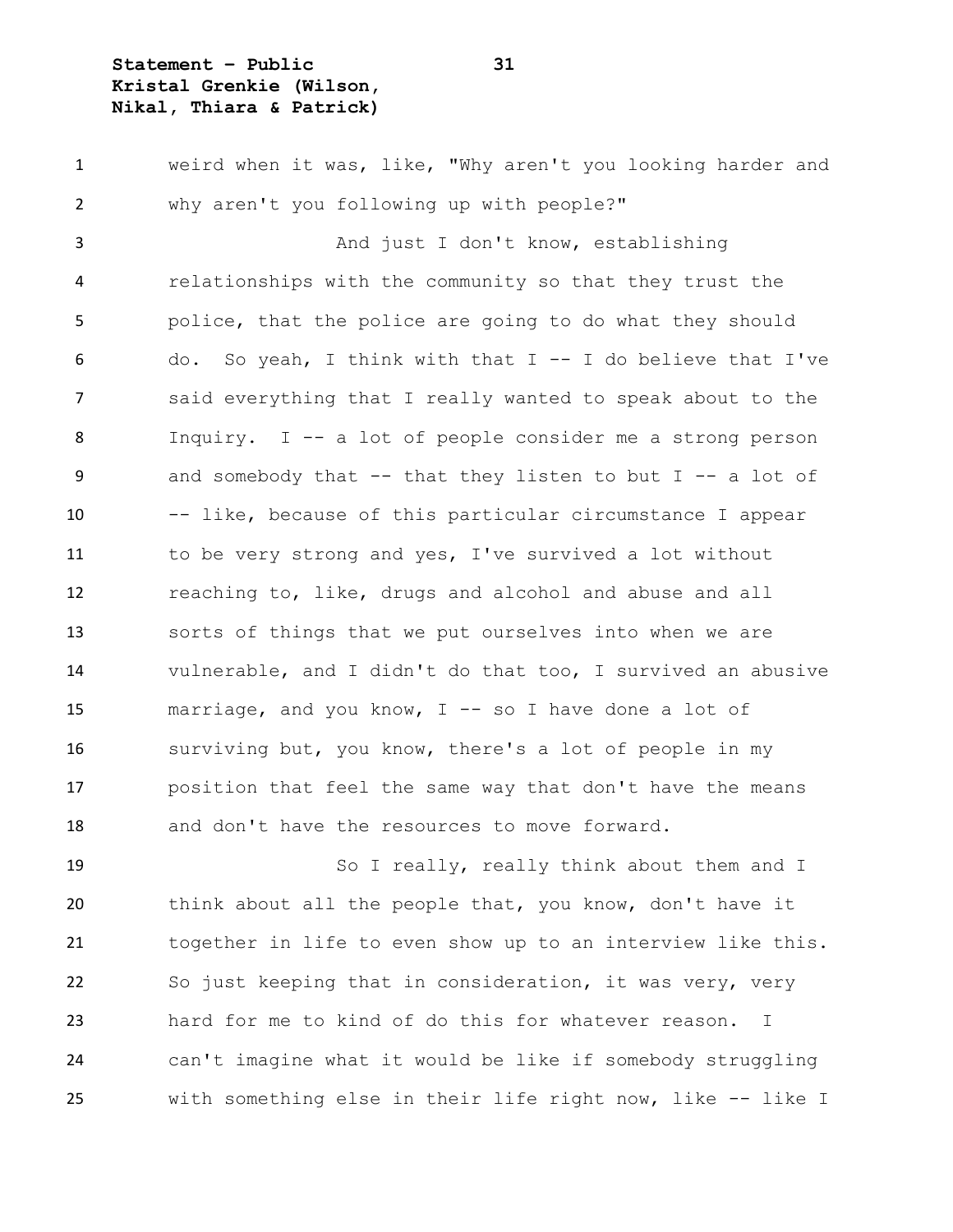weird when it was, like, "Why aren't you looking harder and why aren't you following up with people?"

And just I don't know, establishing relationships with the community so that they trust the police, that the police are going to do what they should do. So yeah, I think with that I -- I do believe that I've said everything that I really wanted to speak about to the Inquiry. I -- a lot of people consider me a strong person and somebody that -- that they listen to but I -- a lot of -- like, because of this particular circumstance I appear to be very strong and yes, I've survived a lot without reaching to, like, drugs and alcohol and abuse and all sorts of things that we put ourselves into when we are vulnerable, and I didn't do that too, I survived an abusive marriage, and you know, I -- so I have done a lot of surviving but, you know, there's a lot of people in my position that feel the same way that don't have the means and don't have the resources to move forward.

So I really, really think about them and I think about all the people that, you know, don't have it together in life to even show up to an interview like this. So just keeping that in consideration, it was very, very hard for me to kind of do this for whatever reason. I can't imagine what it would be like if somebody struggling with something else in their life right now, like -- like I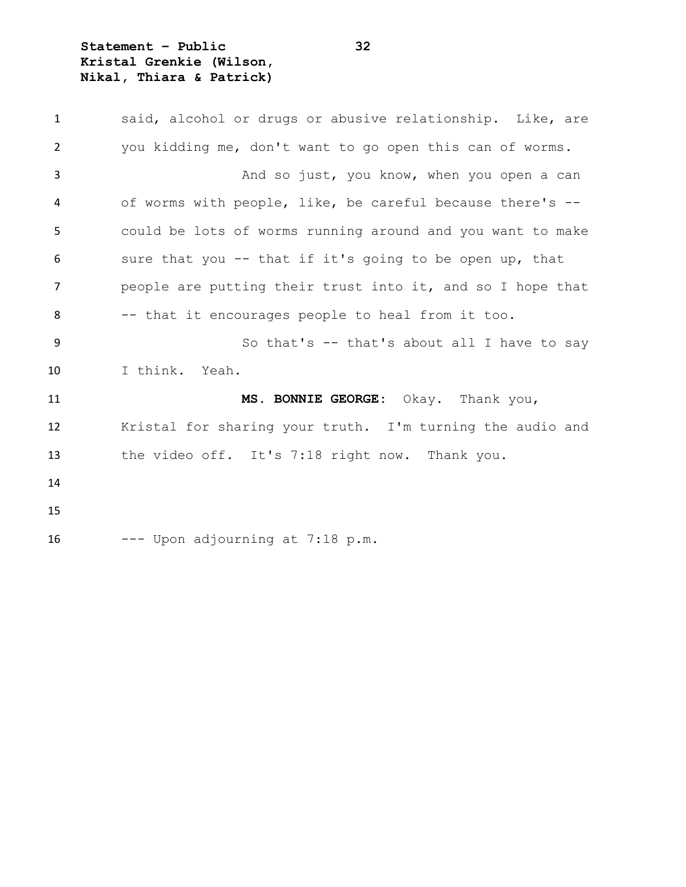said, alcohol or drugs or abusive relationship. Like, are you kidding me, don't want to go open this can of worms.

And so just, you know, when you open a can of worms with people, like, be careful because there's -- could be lots of worms running around and you want to make sure that you -- that if it's going to be open up, that people are putting their trust into it, and so I hope that -- that it encourages people to heal from it too.

So that's -- that's about all I have to say I think. Yeah.

**MS. BONNIE GEORGE:** Okay. Thank you, Kristal for sharing your truth. I'm turning the audio and the video off. It's 7:18 right now. Thank you.

--- Upon adjourning at 7:18 p.m.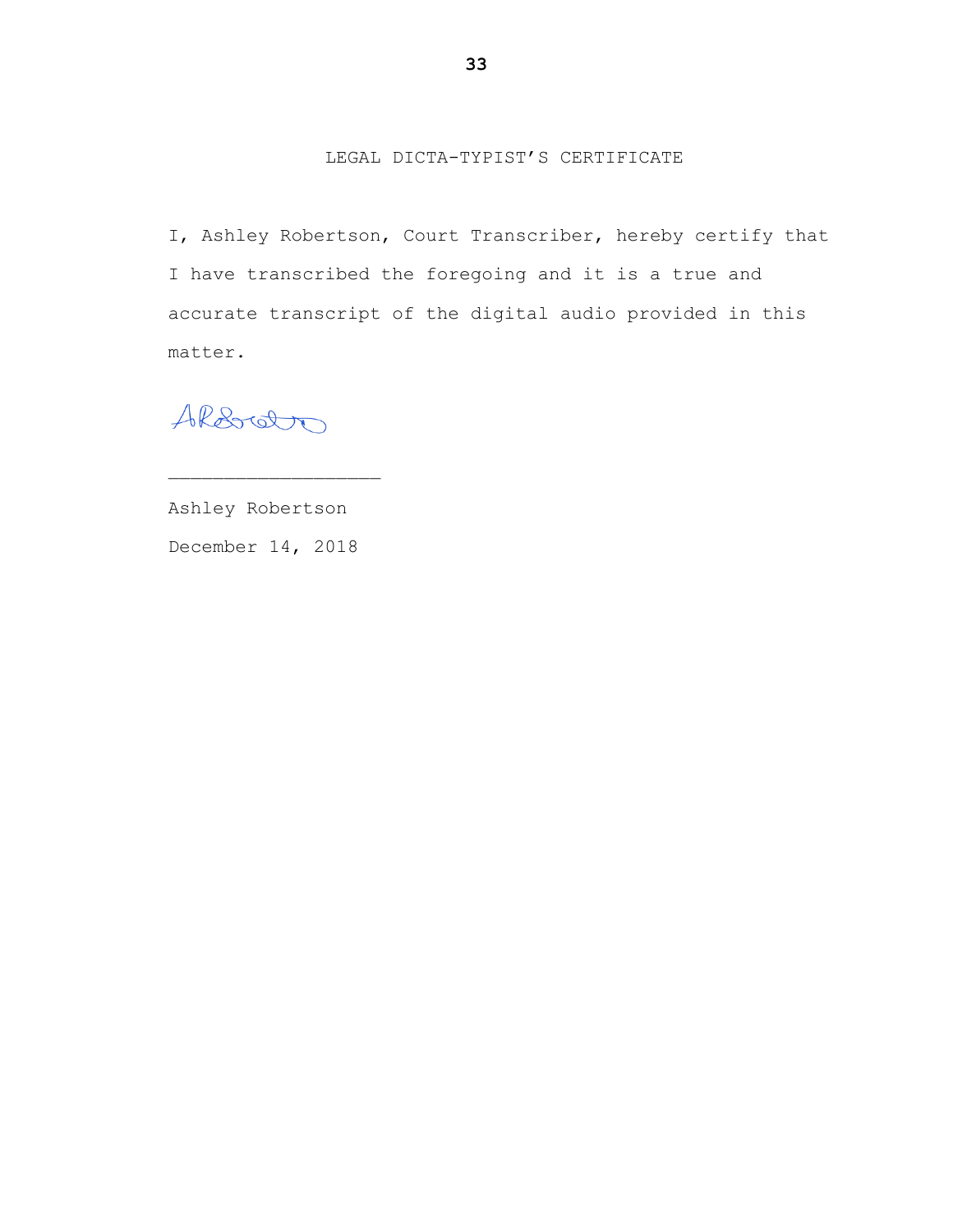LEGAL DICTA-TYPIST'S CERTIFICATE

I, Ashley Robertson, Court Transcriber, hereby certify that I have transcribed the foregoing and it is a true and accurate transcript of the digital audio provided in this matter.

\_\_\_\_\_\_\_\_\_\_\_\_\_\_\_\_\_\_\_

Ashley Robertson

December 14, 2018